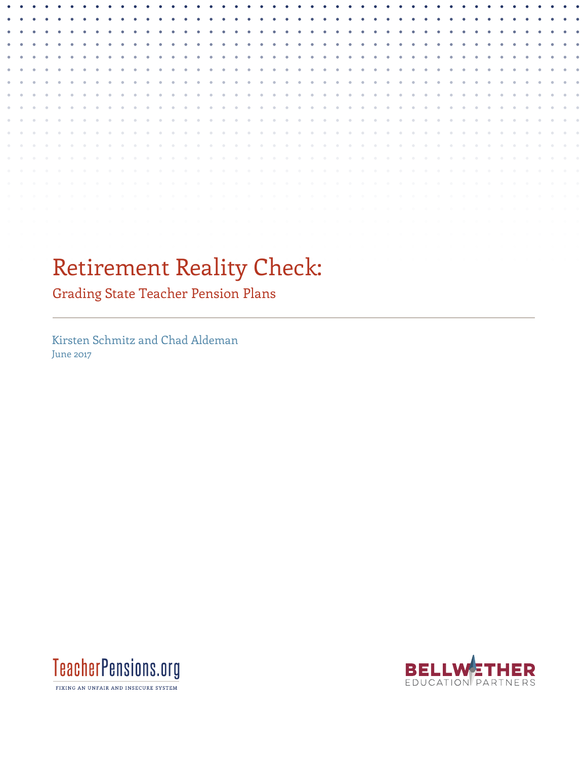# Retirement Reality Check:

## Grading State Teacher Pension Plans

Kirsten Schmitz and Chad Aldeman

June 2017

TeacherPensions.org

FIXING AN UNFAIR AND INSECURE SYSTEM

BELLWETHER EDUCATION PARTNERS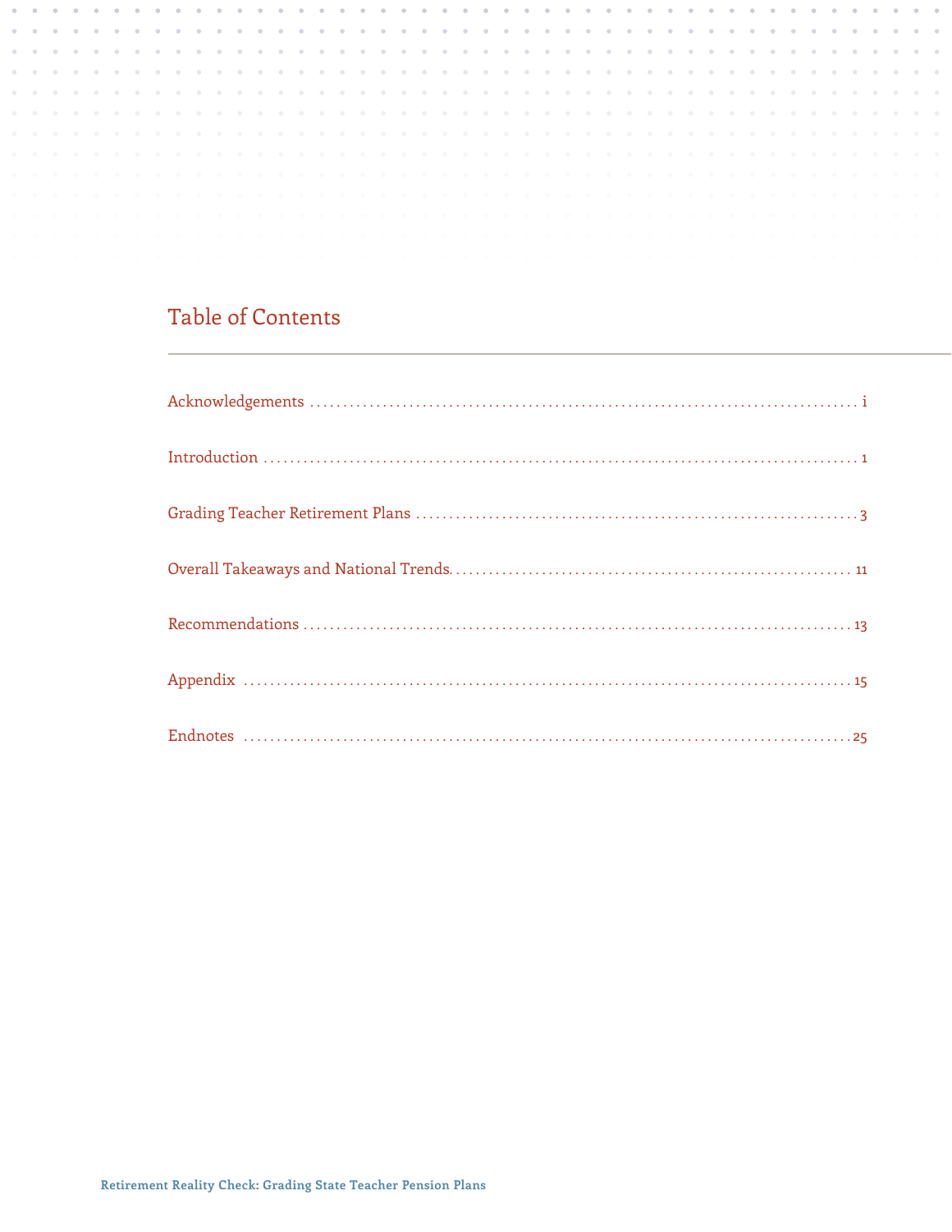# Table of Contents

Acknowledgements ........................................................................................ i

Introduction ........................................................................................ 1

Grading Teacher Retirement Plans ........................................................................................ 3

Overall Takeaways and National Trends ........................................................................................ 11

Recommendations ........................................................................................ 13

Appendix ........................................................................................ 15

Endnotes ........................................................................................ 25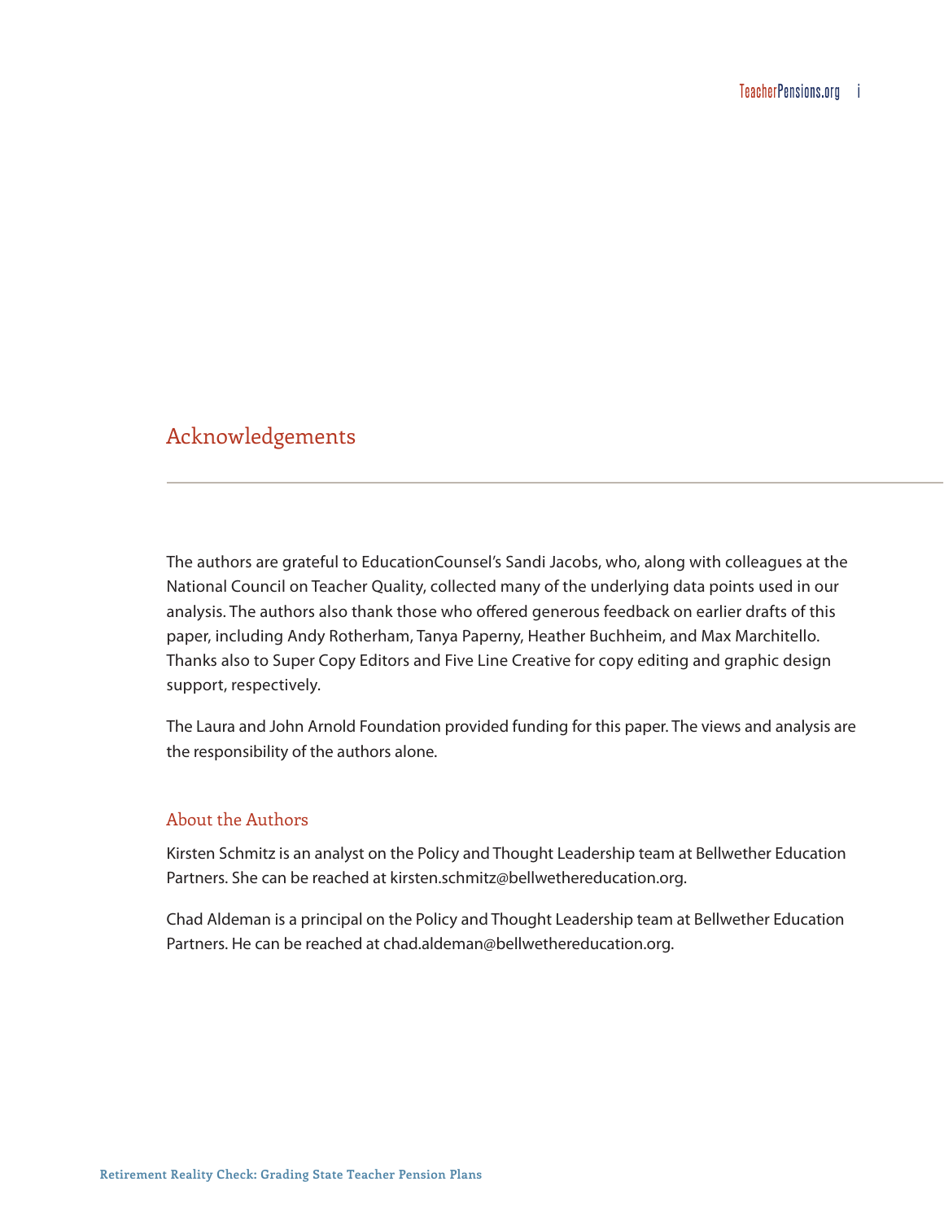## Acknowledgements

The authors are grateful to EducationCounsel's Sandi Jacobs, who, along with colleagues at the National Council on Teacher Quality, collected many of the underlying data points used in our analysis. The authors also thank those who offered generous feedback on earlier drafts of this paper, including Andy Rotherham, Tanya Paperny, Heather Buchheim, and Max Marchitello. Thanks also to Super Copy Editors and Five Line Creative for copy editing and graphic design support, respectively.

The Laura and John Arnold Foundation provided funding for this paper. The views and analysis are the responsibility of the authors alone.

### About the Authors

Kirsten Schmitz is an analyst on the Policy and Thought Leadership team at Bellwether Education Partners. She can be reached at kirsten.schmitz@bellwethereducation.org.

Chad Aldeman is a principal on the Policy and Thought Leadership team at Bellwether Education Partners. He can be reached at chad.aldeman@bellwethereducation.org.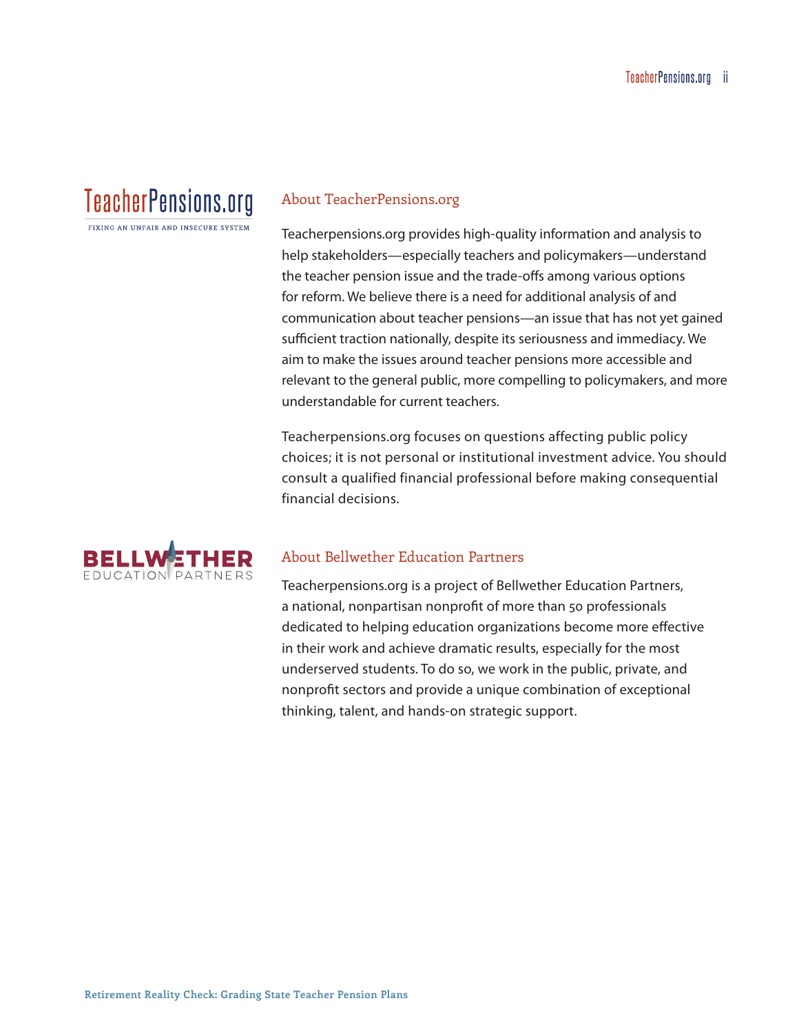TeacherPensions.org

FIXING AN UNFAIR AND INSECURE SYSTEM

## About TeacherPensions.org

Teacherpensions.org provides high-quality information and analysis to help stakeholders—especially teachers and policymakers—understand the teacher pension issue and the trade-offs among various options for reform. We believe there is a need for additional analysis of and communication about teacher pensions—an issue that has not yet gained sufficient traction nationally, despite its seriousness and immediacy. We aim to make the issues around teacher pensions more accessible and relevant to the general public, more compelling to policymakers, and more understandable for current teachers.

Teacherpensions.org focuses on questions affecting public policy choices; it is not personal or institutional investment advice. You should consult a qualified financial professional before making consequential financial decisions.

BELLWETHER EDUCATION PARTNERS

## About Bellwether Education Partners

Teacherpensions.org is a project of Bellwether Education Partners, a national, nonpartisan nonprofit of more than 50 professionals dedicated to helping education organizations become more effective in their work and achieve dramatic results, especially for the most underserved students. To do so, we work in the public, private, and nonprofit sectors and provide a unique combination of exceptional thinking, talent, and hands-on strategic support.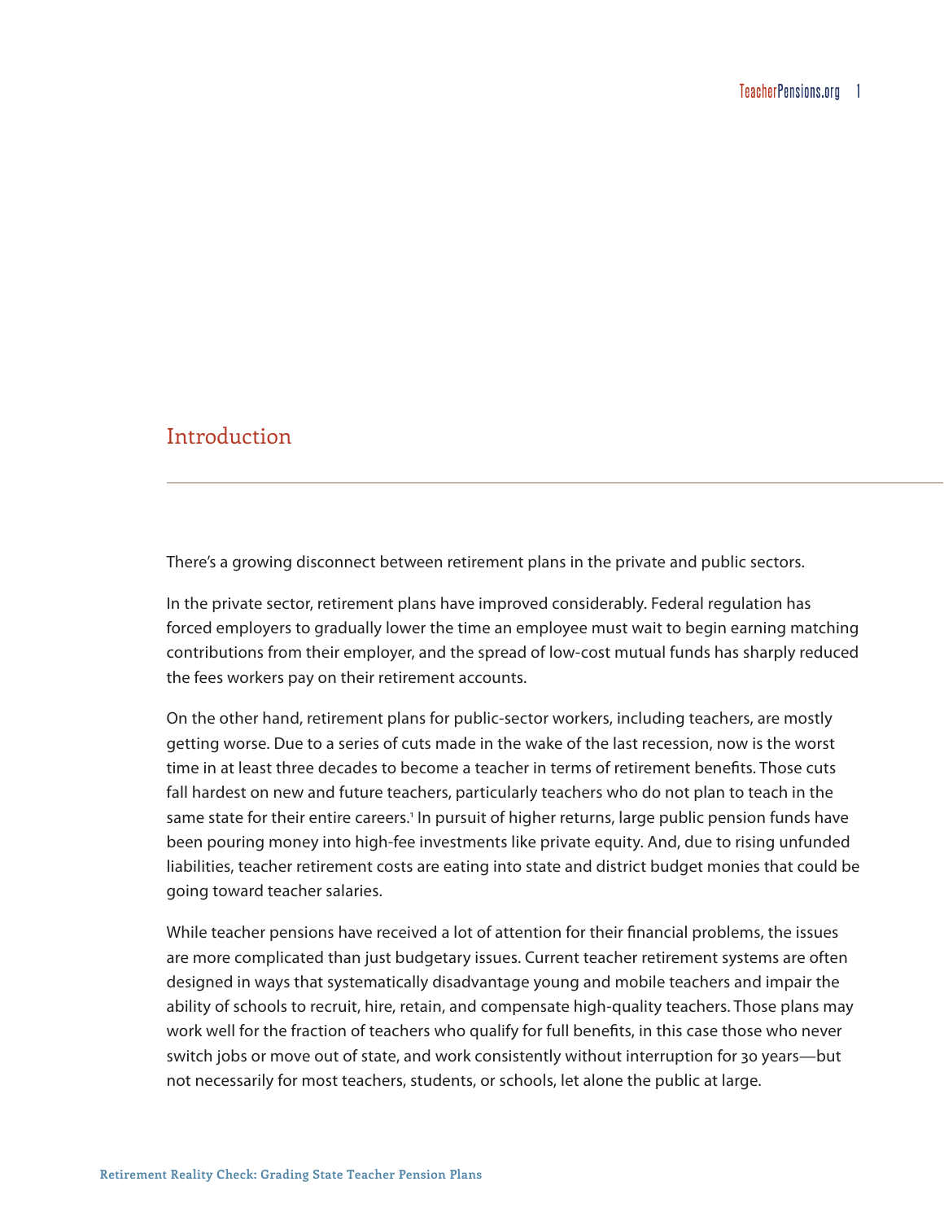## Introduction

There's a growing disconnect between retirement plans in the private and public sectors.

In the private sector, retirement plans have improved considerably. Federal regulation has forced employers to gradually lower the time an employee must wait to begin earning matching contributions from their employer, and the spread of low-cost mutual funds has sharply reduced the fees workers pay on their retirement accounts.

On the other hand, retirement plans for public-sector workers, including teachers, are mostly getting worse. Due to a series of cuts made in the wake of the last recession, now is the worst time in at least three decades to become a teacher in terms of retirement benefits. Those cuts fall hardest on new and future teachers, particularly teachers who do not plan to teach in the same state for their entire careers.[1] In pursuit of higher returns, large public pension funds have been pouring money into high-fee investments like private equity. And, due to rising unfunded liabilities, teacher retirement costs are eating into state and district budget monies that could be going toward teacher salaries.

While teacher pensions have received a lot of attention for their financial problems, the issues are more complicated than just budgetary issues. Current teacher retirement systems are often designed in ways that systematically disadvantage young and mobile teachers and impair the ability of schools to recruit, hire, retain, and compensate high-quality teachers. Those plans may work well for the fraction of teachers who qualify for full benefits, in this case those who never switch jobs or move out of state, and work consistently without interruption for 30 years—but not necessarily for most teachers, students, or schools, let alone the public at large.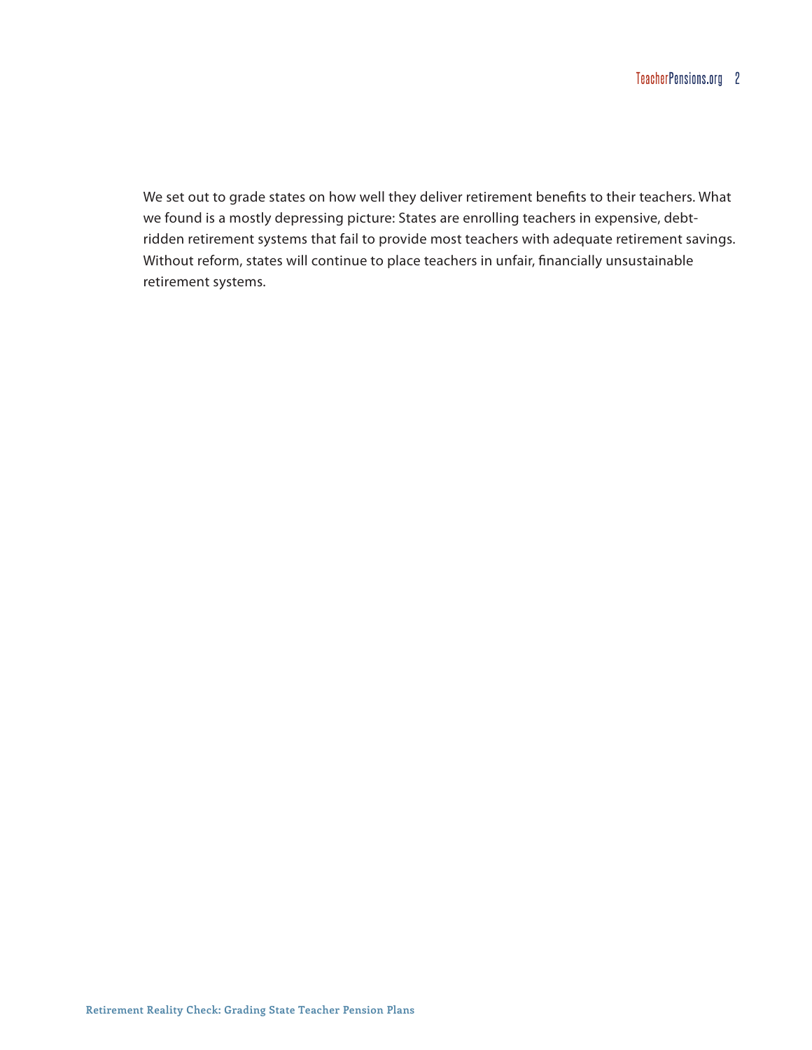We set out to grade states on how well they deliver retirement benefits to their teachers. What we found is a mostly depressing picture: States are enrolling teachers in expensive, debt-ridden retirement systems that fail to provide most teachers with adequate retirement savings. Without reform, states will continue to place teachers in unfair, financially unsustainable retirement systems.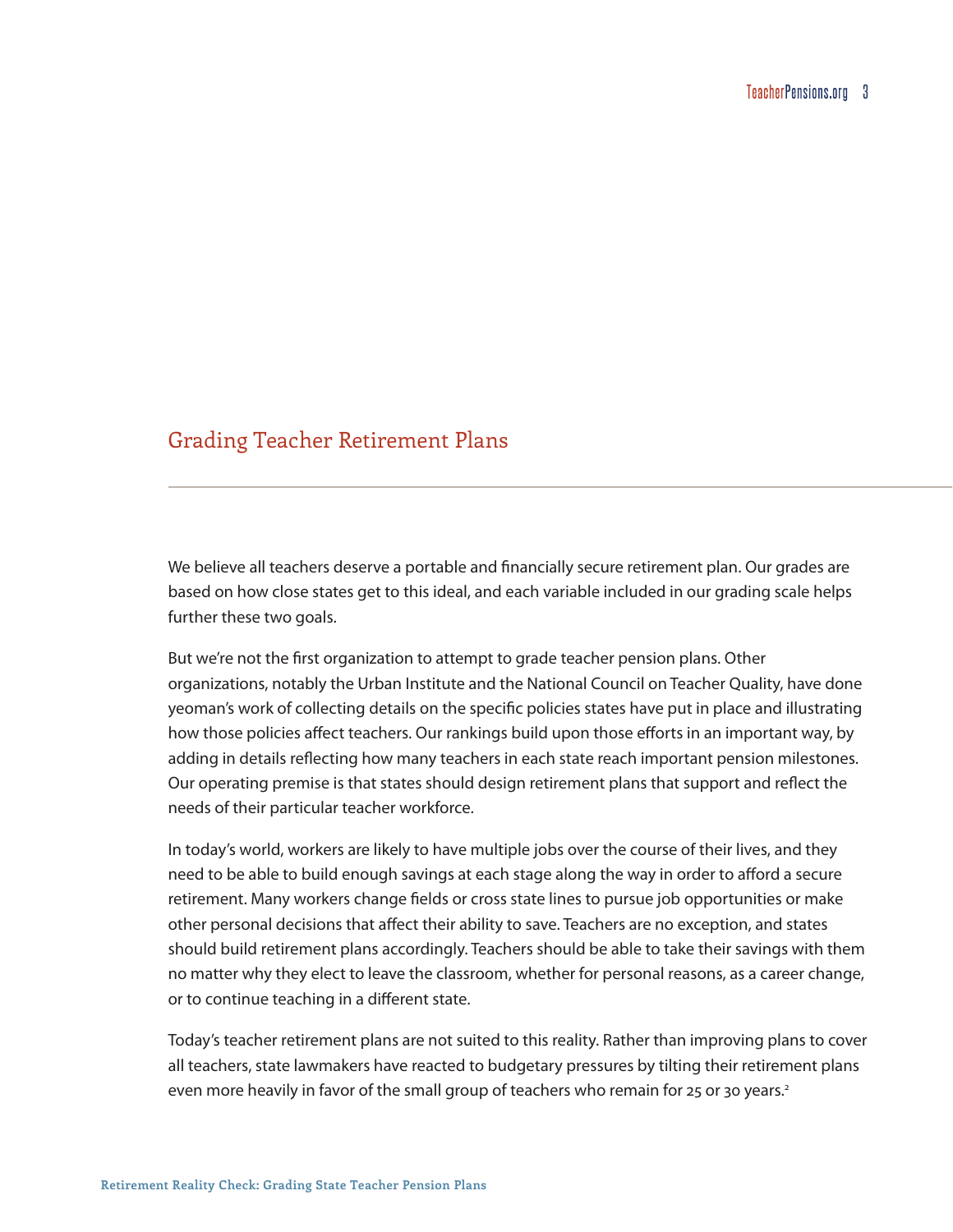## Grading Teacher Retirement Plans

We believe all teachers deserve a portable and financially secure retirement plan. Our grades are based on how close states get to this ideal, and each variable included in our grading scale helps further these two goals.

But we're not the first organization to attempt to grade teacher pension plans. Other organizations, notably the Urban Institute and the National Council on Teacher Quality, have done yeoman's work of collecting details on the specific policies states have put in place and illustrating how those policies affect teachers. Our rankings build upon those efforts in an important way, by adding in details reflecting how many teachers in each state reach important pension milestones. Our operating premise is that states should design retirement plans that support and reflect the needs of their particular teacher workforce.

In today's world, workers are likely to have multiple jobs over the course of their lives, and they need to be able to build enough savings at each stage along the way in order to afford a secure retirement. Many workers change fields or cross state lines to pursue job opportunities or make other personal decisions that affect their ability to save. Teachers are no exception, and states should build retirement plans accordingly. Teachers should be able to take their savings with them no matter why they elect to leave the classroom, whether for personal reasons, as a career change, or to continue teaching in a different state.

Today's teacher retirement plans are not suited to this reality. Rather than improving plans to cover all teachers, state lawmakers have reacted to budgetary pressures by tilting their retirement plans even more heavily in favor of the small group of teachers who remain for 25 or 30 years.[2]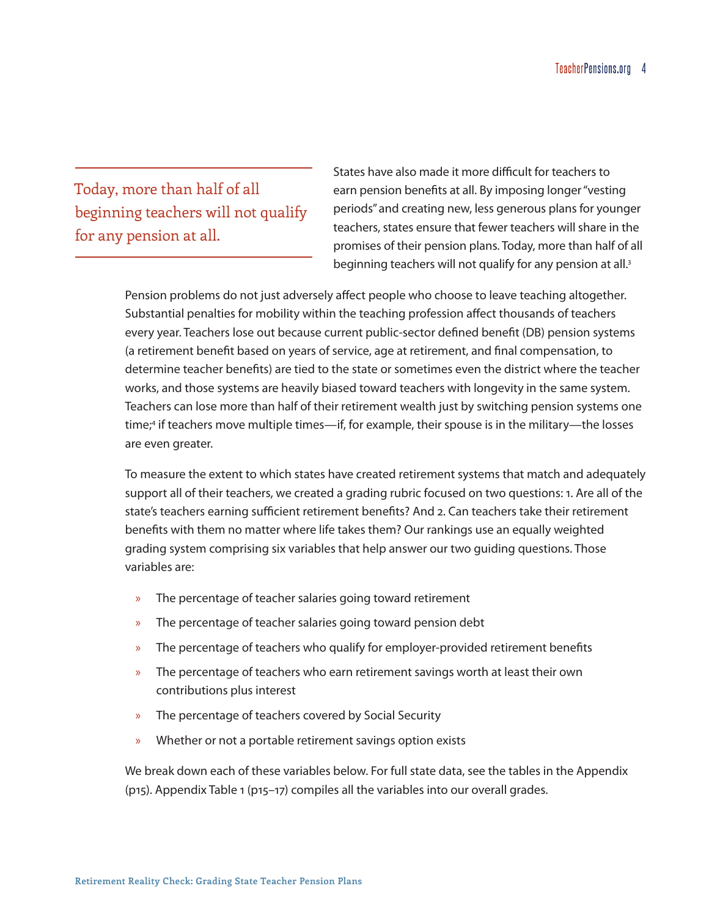> Today, more than half of all beginning teachers will not qualify for any pension at all.

States have also made it more difficult for teachers to earn pension benefits at all. By imposing longer "vesting periods" and creating new, less generous plans for younger teachers, states ensure that fewer teachers will share in the promises of their pension plans. Today, more than half of all beginning teachers will not qualify for any pension at all.[3]

Pension problems do not just adversely affect people who choose to leave teaching altogether. Substantial penalties for mobility within the teaching profession affect thousands of teachers every year. Teachers lose out because current public-sector defined benefit (DB) pension systems (a retirement benefit based on years of service, age at retirement, and final compensation, to determine teacher benefits) are tied to the state or sometimes even the district where the teacher works, and those systems are heavily biased toward teachers with longevity in the same system. Teachers can lose more than half of their retirement wealth just by switching pension systems one time;[4] if teachers move multiple times—if, for example, their spouse is in the military—the losses are even greater.

To measure the extent to which states have created retirement systems that match and adequately support all of their teachers, we created a grading rubric focused on two questions: 1. Are all of the state's teachers earning sufficient retirement benefits? And 2. Can teachers take their retirement benefits with them no matter where life takes them? Our rankings use an equally weighted grading system comprising six variables that help answer our two guiding questions. Those variables are:

- The percentage of teacher salaries going toward retirement
- The percentage of teacher salaries going toward pension debt
- The percentage of teachers who qualify for employer-provided retirement benefits
- The percentage of teachers who earn retirement savings worth at least their own contributions plus interest
- The percentage of teachers covered by Social Security
- Whether or not a portable retirement savings option exists

We break down each of these variables below. For full state data, see the tables in the Appendix (p15). Appendix Table 1 (p15–17) compiles all the variables into our overall grades.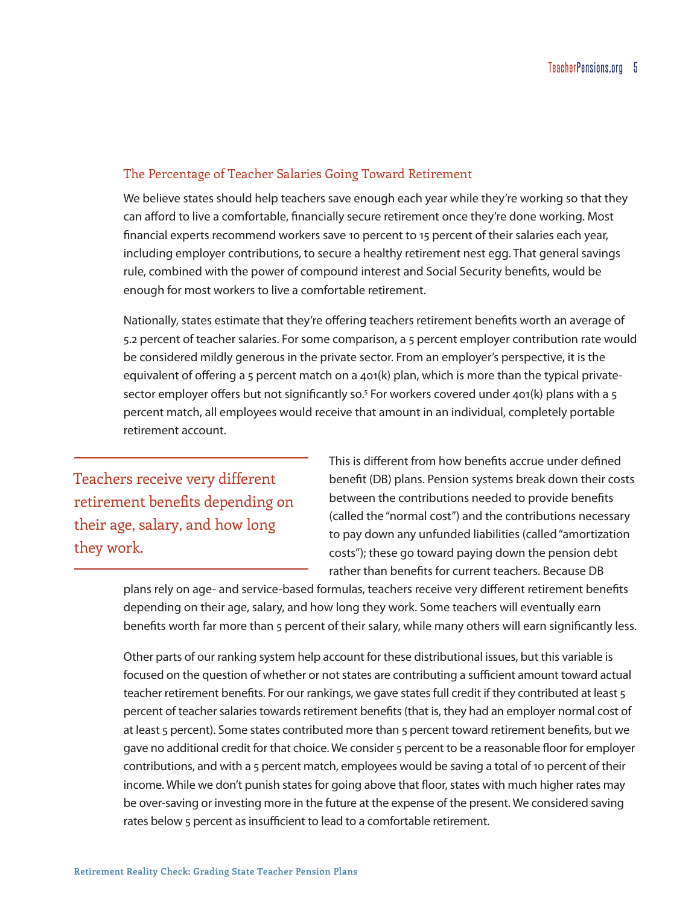### The Percentage of Teacher Salaries Going Toward Retirement

We believe states should help teachers save enough each year while they're working so that they can afford to live a comfortable, financially secure retirement once they're done working. Most financial experts recommend workers save 10 percent to 15 percent of their salaries each year, including employer contributions, to secure a healthy retirement nest egg. That general savings rule, combined with the power of compound interest and Social Security benefits, would be enough for most workers to live a comfortable retirement.

Nationally, states estimate that they're offering teachers retirement benefits worth an average of 5.2 percent of teacher salaries. For some comparison, a 5 percent employer contribution rate would be considered mildly generous in the private sector. From an employer's perspective, it is the equivalent of offering a 5 percent match on a 401(k) plan, which is more than the typical private-sector employer offers but not significantly so.[5] For workers covered under 401(k) plans with a 5 percent match, all employees would receive that amount in an individual, completely portable retirement account.

> Teachers receive very different retirement benefits depending on their age, salary, and how long they work.

This is different from how benefits accrue under defined benefit (DB) plans. Pension systems break down their costs between the contributions needed to provide benefits (called the "normal cost") and the contributions necessary to pay down any unfunded liabilities (called "amortization costs"); these go toward paying down the pension debt rather than benefits for current teachers. Because DB plans rely on age- and service-based formulas, teachers receive very different retirement benefits depending on their age, salary, and how long they work. Some teachers will eventually earn benefits worth far more than 5 percent of their salary, while many others will earn significantly less.

Other parts of our ranking system help account for these distributional issues, but this variable is focused on the question of whether or not states are contributing a sufficient amount toward actual teacher retirement benefits. For our rankings, we gave states full credit if they contributed at least 5 percent of teacher salaries towards retirement benefits (that is, they had an employer normal cost of at least 5 percent). Some states contributed more than 5 percent toward retirement benefits, but we gave no additional credit for that choice. We consider 5 percent to be a reasonable floor for employer contributions, and with a 5 percent match, employees would be saving a total of 10 percent of their income. While we don't punish states for going above that floor, states with much higher rates may be over-saving or investing more in the future at the expense of the present. We considered saving rates below 5 percent as insufficient to lead to a comfortable retirement.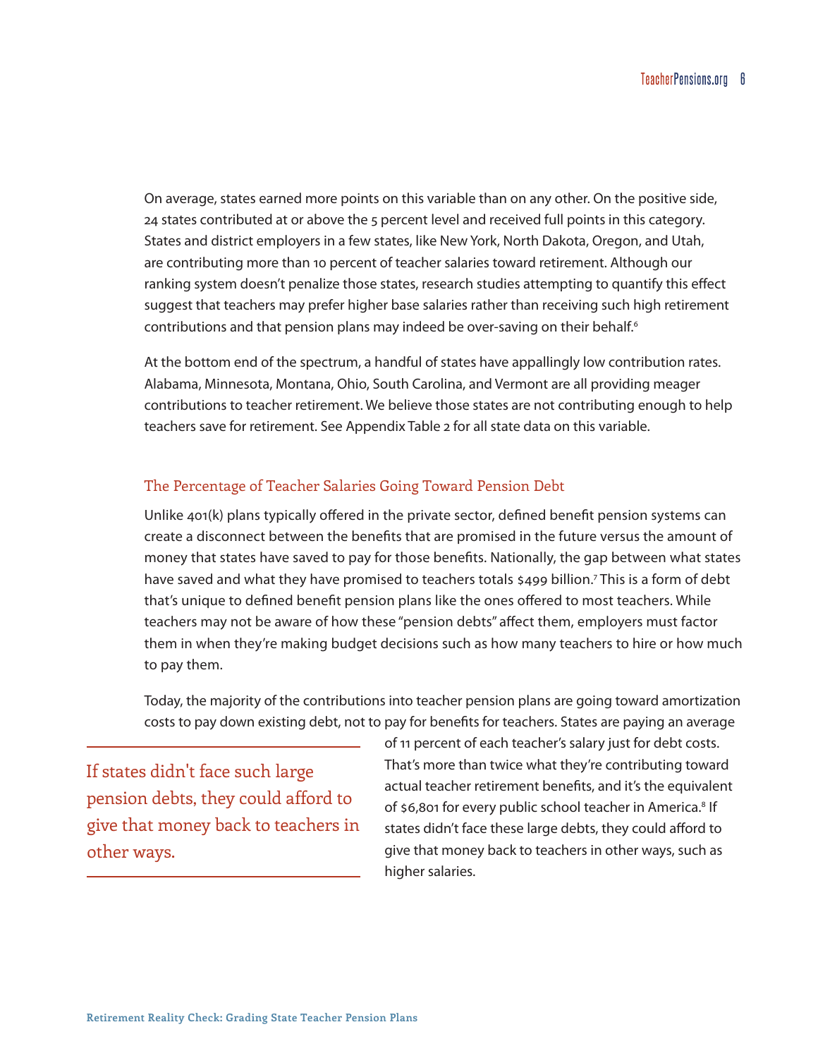On average, states earned more points on this variable than on any other. On the positive side, 24 states contributed at or above the 5 percent level and received full points in this category. States and district employers in a few states, like New York, North Dakota, Oregon, and Utah, are contributing more than 10 percent of teacher salaries toward retirement. Although our ranking system doesn't penalize those states, research studies attempting to quantify this effect suggest that teachers may prefer higher base salaries rather than receiving such high retirement contributions and that pension plans may indeed be over-saving on their behalf.[6]

At the bottom end of the spectrum, a handful of states have appallingly low contribution rates. Alabama, Minnesota, Montana, Ohio, South Carolina, and Vermont are all providing meager contributions to teacher retirement. We believe those states are not contributing enough to help teachers save for retirement. See Appendix Table 2 for all state data on this variable.

### The Percentage of Teacher Salaries Going Toward Pension Debt

Unlike 401(k) plans typically offered in the private sector, defined benefit pension systems can create a disconnect between the benefits that are promised in the future versus the amount of money that states have saved to pay for those benefits. Nationally, the gap between what states have saved and what they have promised to teachers totals $499 billion.[7] This is a form of debt that's unique to defined benefit pension plans like the ones offered to most teachers. While teachers may not be aware of how these "pension debts" affect them, employers must factor them in when they're making budget decisions such as how many teachers to hire or how much to pay them.

Today, the majority of the contributions into teacher pension plans are going toward amortization costs to pay down existing debt, not to pay for benefits for teachers. States are paying an average of 11 percent of each teacher's salary just for debt costs. That's more than twice what they're contributing toward actual teacher retirement benefits, and it's the equivalent of $6,801 for every public school teacher in America.[8] If states didn't face these large debts, they could afford to give that money back to teachers in other ways, such as higher salaries.

> If states didn't face such large pension debts, they could afford to give that money back to teachers in other ways.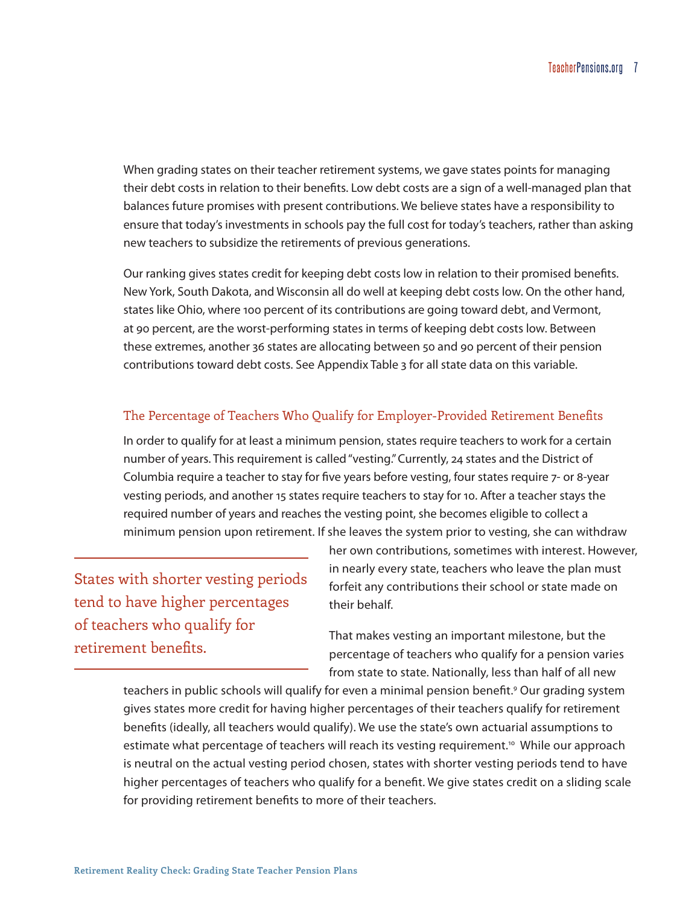When grading states on their teacher retirement systems, we gave states points for managing their debt costs in relation to their benefits. Low debt costs are a sign of a well-managed plan that balances future promises with present contributions. We believe states have a responsibility to ensure that today's investments in schools pay the full cost for today's teachers, rather than asking new teachers to subsidize the retirements of previous generations.

Our ranking gives states credit for keeping debt costs low in relation to their promised benefits. New York, South Dakota, and Wisconsin all do well at keeping debt costs low. On the other hand, states like Ohio, where 100 percent of its contributions are going toward debt, and Vermont, at 90 percent, are the worst-performing states in terms of keeping debt costs low. Between these extremes, another 36 states are allocating between 50 and 90 percent of their pension contributions toward debt costs. See Appendix Table 3 for all state data on this variable.

### The Percentage of Teachers Who Qualify for Employer-Provided Retirement Benefits

In order to qualify for at least a minimum pension, states require teachers to work for a certain number of years. This requirement is called "vesting." Currently, 24 states and the District of Columbia require a teacher to stay for five years before vesting, four states require 7- or 8-year vesting periods, and another 15 states require teachers to stay for 10. After a teacher stays the required number of years and reaches the vesting point, she becomes eligible to collect a minimum pension upon retirement. If she leaves the system prior to vesting, she can withdraw her own contributions, sometimes with interest. However, in nearly every state, teachers who leave the plan must forfeit any contributions their school or state made on their behalf.

> States with shorter vesting periods tend to have higher percentages of teachers who qualify for retirement benefits.

That makes vesting an important milestone, but the percentage of teachers who qualify for a pension varies from state to state. Nationally, less than half of all new teachers in public schools will qualify for even a minimal pension benefit.[9] Our grading system gives states more credit for having higher percentages of their teachers qualify for retirement benefits (ideally, all teachers would qualify). We use the state's own actuarial assumptions to estimate what percentage of teachers will reach its vesting requirement.[10] While our approach is neutral on the actual vesting period chosen, states with shorter vesting periods tend to have higher percentages of teachers who qualify for a benefit. We give states credit on a sliding scale for providing retirement benefits to more of their teachers.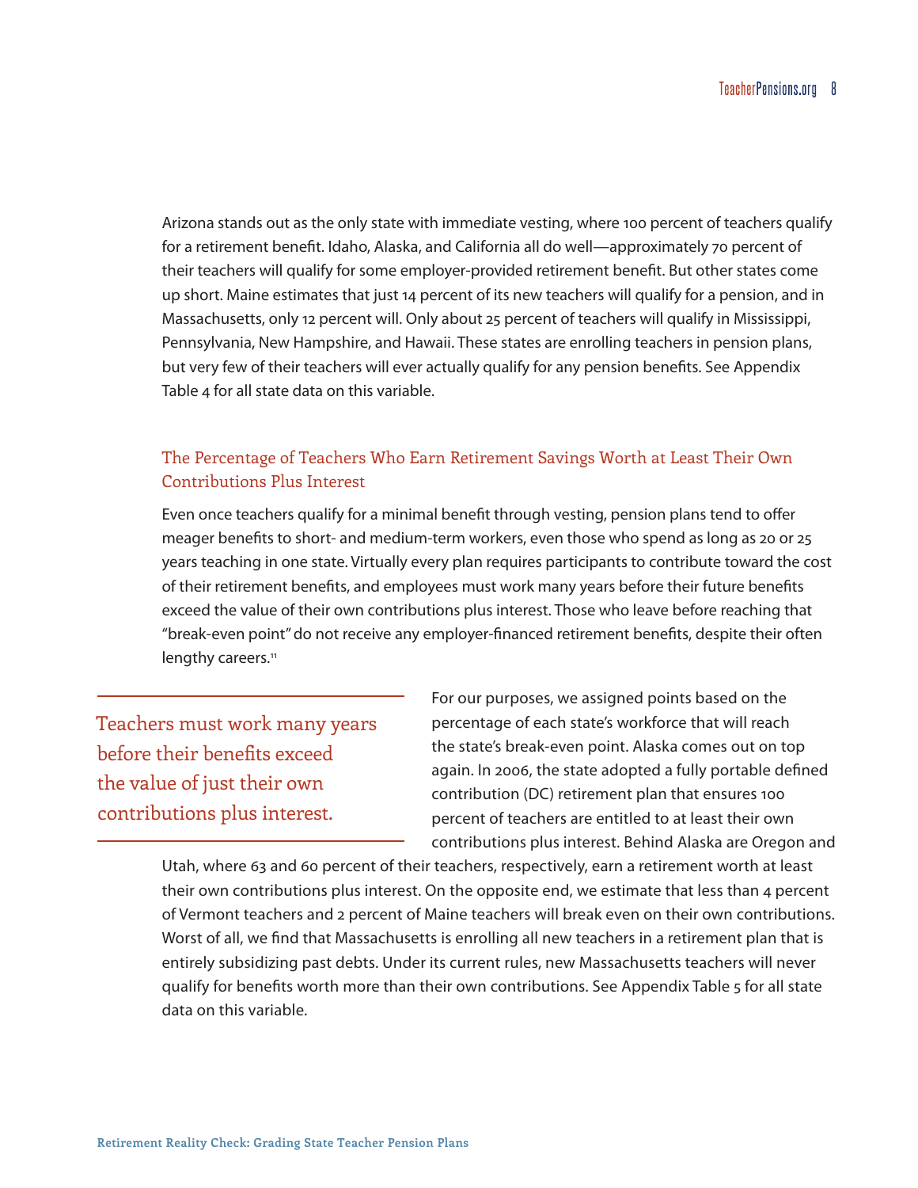Arizona stands out as the only state with immediate vesting, where 100 percent of teachers qualify for a retirement benefit. Idaho, Alaska, and California all do well—approximately 70 percent of their teachers will qualify for some employer-provided retirement benefit. But other states come up short. Maine estimates that just 14 percent of its new teachers will qualify for a pension, and in Massachusetts, only 12 percent will. Only about 25 percent of teachers will qualify in Mississippi, Pennsylvania, New Hampshire, and Hawaii. These states are enrolling teachers in pension plans, but very few of their teachers will ever actually qualify for any pension benefits. See Appendix Table 4 for all state data on this variable.

## The Percentage of Teachers Who Earn Retirement Savings Worth at Least Their Own Contributions Plus Interest

Even once teachers qualify for a minimal benefit through vesting, pension plans tend to offer meager benefits to short- and medium-term workers, even those who spend as long as 20 or 25 years teaching in one state. Virtually every plan requires participants to contribute toward the cost of their retirement benefits, and employees must work many years before their future benefits exceed the value of their own contributions plus interest. Those who leave before reaching that "break-even point" do not receive any employer-financed retirement benefits, despite their often lengthy careers.[11]

> Teachers must work many years before their benefits exceed the value of just their own contributions plus interest.

For our purposes, we assigned points based on the percentage of each state's workforce that will reach the state's break-even point. Alaska comes out on top again. In 2006, the state adopted a fully portable defined contribution (DC) retirement plan that ensures 100 percent of teachers are entitled to at least their own contributions plus interest. Behind Alaska are Oregon and Utah, where 63 and 60 percent of their teachers, respectively, earn a retirement worth at least their own contributions plus interest. On the opposite end, we estimate that less than 4 percent of Vermont teachers and 2 percent of Maine teachers will break even on their own contributions. Worst of all, we find that Massachusetts is enrolling all new teachers in a retirement plan that is entirely subsidizing past debts. Under its current rules, new Massachusetts teachers will never qualify for benefits worth more than their own contributions. See Appendix Table 5 for all state data on this variable.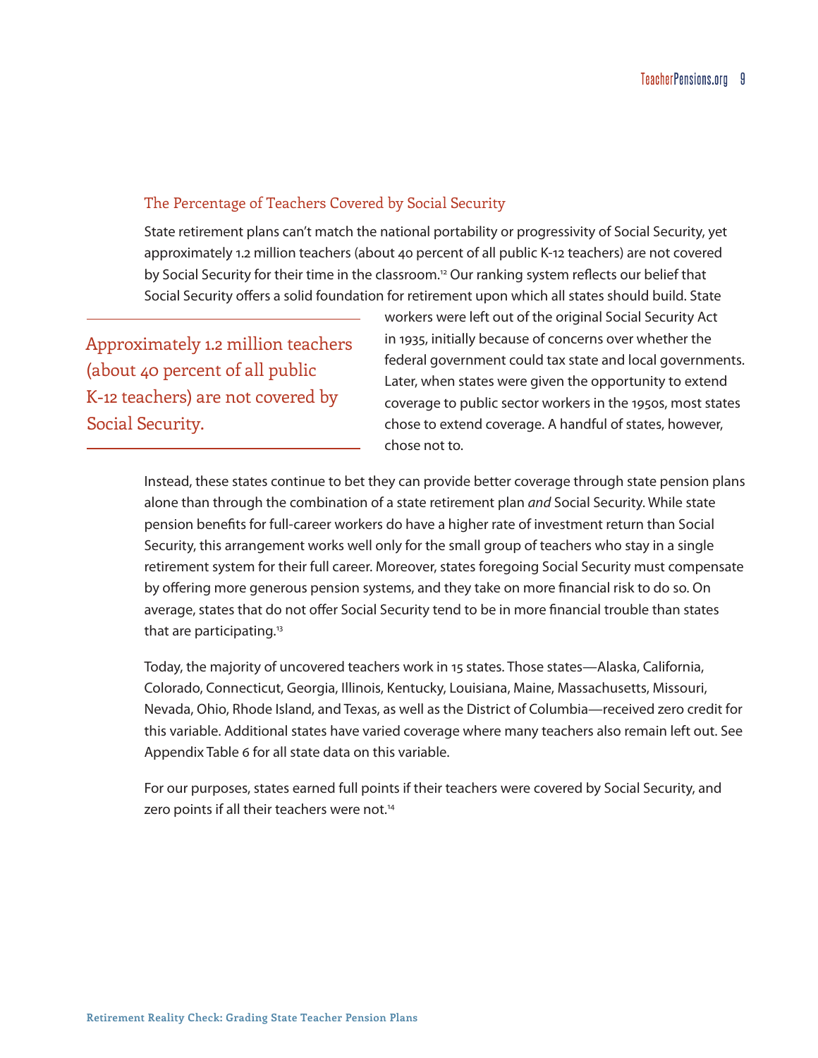## The Percentage of Teachers Covered by Social Security

State retirement plans can't match the national portability or progressivity of Social Security, yet approximately 1.2 million teachers (about 40 percent of all public K-12 teachers) are not covered by Social Security for their time in the classroom.[12] Our ranking system reflects our belief that Social Security offers a solid foundation for retirement upon which all states should build. State workers were left out of the original Social Security Act in 1935, initially because of concerns over whether the federal government could tax state and local governments. Later, when states were given the opportunity to extend coverage to public sector workers in the 1950s, most states chose to extend coverage. A handful of states, however, chose not to.

> Approximately 1.2 million teachers (about 40 percent of all public K-12 teachers) are not covered by Social Security.

Instead, these states continue to bet they can provide better coverage through state pension plans alone than through the combination of a state retirement plan *and* Social Security. While state pension benefits for full-career workers do have a higher rate of investment return than Social Security, this arrangement works well only for the small group of teachers who stay in a single retirement system for their full career. Moreover, states foregoing Social Security must compensate by offering more generous pension systems, and they take on more financial risk to do so. On average, states that do not offer Social Security tend to be in more financial trouble than states that are participating.[13]

Today, the majority of uncovered teachers work in 15 states. Those states—Alaska, California, Colorado, Connecticut, Georgia, Illinois, Kentucky, Louisiana, Maine, Massachusetts, Missouri, Nevada, Ohio, Rhode Island, and Texas, as well as the District of Columbia—received zero credit for this variable. Additional states have varied coverage where many teachers also remain left out. See Appendix Table 6 for all state data on this variable.

For our purposes, states earned full points if their teachers were covered by Social Security, and zero points if all their teachers were not.[14]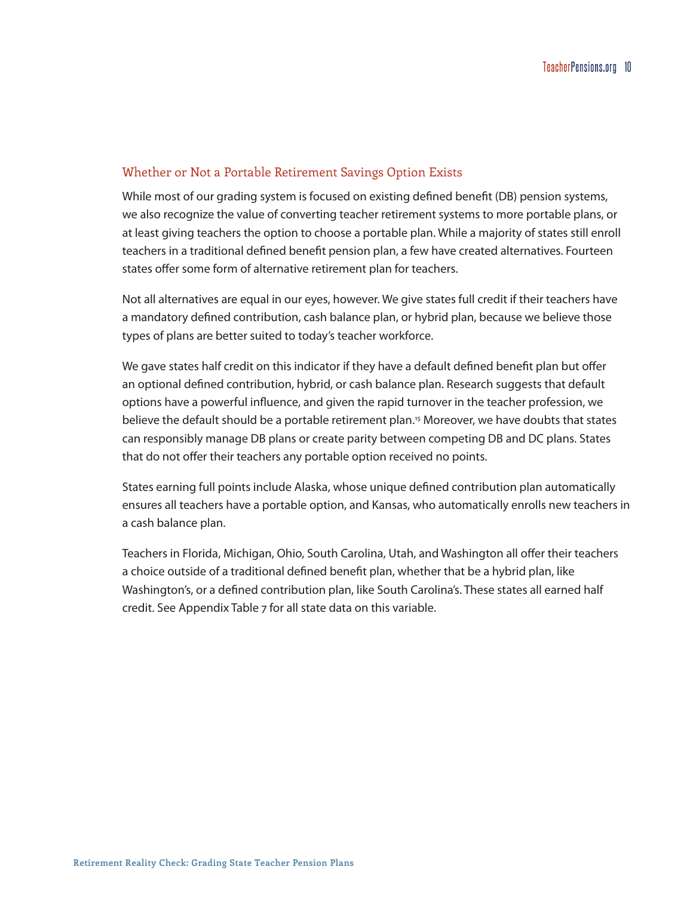## Whether or Not a Portable Retirement Savings Option Exists

While most of our grading system is focused on existing defined benefit (DB) pension systems, we also recognize the value of converting teacher retirement systems to more portable plans, or at least giving teachers the option to choose a portable plan. While a majority of states still enroll teachers in a traditional defined benefit pension plan, a few have created alternatives. Fourteen states offer some form of alternative retirement plan for teachers.

Not all alternatives are equal in our eyes, however. We give states full credit if their teachers have a mandatory defined contribution, cash balance plan, or hybrid plan, because we believe those types of plans are better suited to today's teacher workforce.

We gave states half credit on this indicator if they have a default defined benefit plan but offer an optional defined contribution, hybrid, or cash balance plan. Research suggests that default options have a powerful influence, and given the rapid turnover in the teacher profession, we believe the default should be a portable retirement plan.[15] Moreover, we have doubts that states can responsibly manage DB plans or create parity between competing DB and DC plans. States that do not offer their teachers any portable option received no points.

States earning full points include Alaska, whose unique defined contribution plan automatically ensures all teachers have a portable option, and Kansas, who automatically enrolls new teachers in a cash balance plan.

Teachers in Florida, Michigan, Ohio, South Carolina, Utah, and Washington all offer their teachers a choice outside of a traditional defined benefit plan, whether that be a hybrid plan, like Washington's, or a defined contribution plan, like South Carolina's. These states all earned half credit. See Appendix Table 7 for all state data on this variable.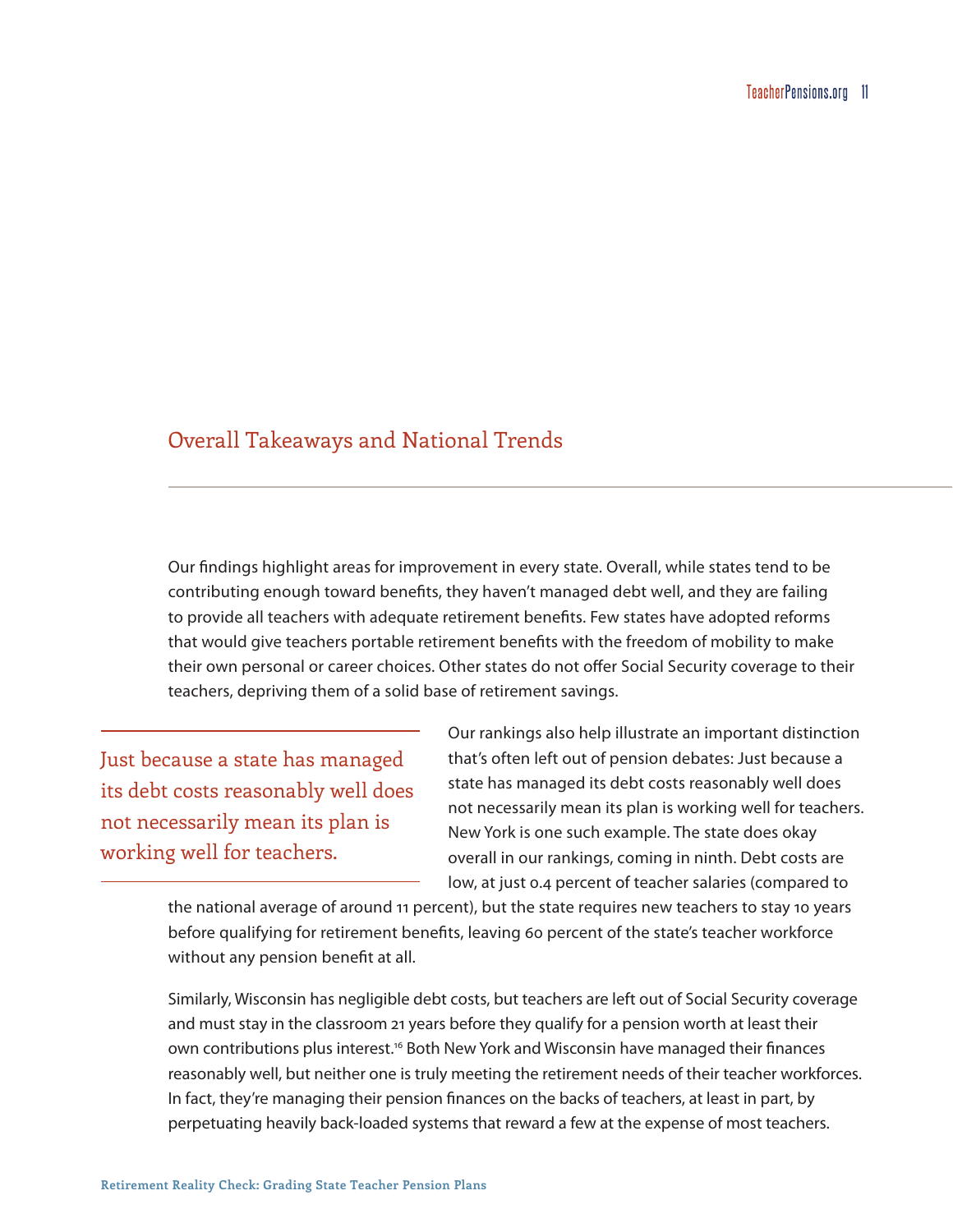## Overall Takeaways and National Trends

Our findings highlight areas for improvement in every state. Overall, while states tend to be contributing enough toward benefits, they haven't managed debt well, and they are failing to provide all teachers with adequate retirement benefits. Few states have adopted reforms that would give teachers portable retirement benefits with the freedom of mobility to make their own personal or career choices. Other states do not offer Social Security coverage to their teachers, depriving them of a solid base of retirement savings.

> Just because a state has managed its debt costs reasonably well does not necessarily mean its plan is working well for teachers.

Our rankings also help illustrate an important distinction that's often left out of pension debates: Just because a state has managed its debt costs reasonably well does not necessarily mean its plan is working well for teachers. New York is one such example. The state does okay overall in our rankings, coming in ninth. Debt costs are low, at just 0.4 percent of teacher salaries (compared to the national average of around 11 percent), but the state requires new teachers to stay 10 years before qualifying for retirement benefits, leaving 60 percent of the state's teacher workforce without any pension benefit at all.

Similarly, Wisconsin has negligible debt costs, but teachers are left out of Social Security coverage and must stay in the classroom 21 years before they qualify for a pension worth at least their own contributions plus interest.[16] Both New York and Wisconsin have managed their finances reasonably well, but neither one is truly meeting the retirement needs of their teacher workforces. In fact, they're managing their pension finances on the backs of teachers, at least in part, by perpetuating heavily back-loaded systems that reward a few at the expense of most teachers.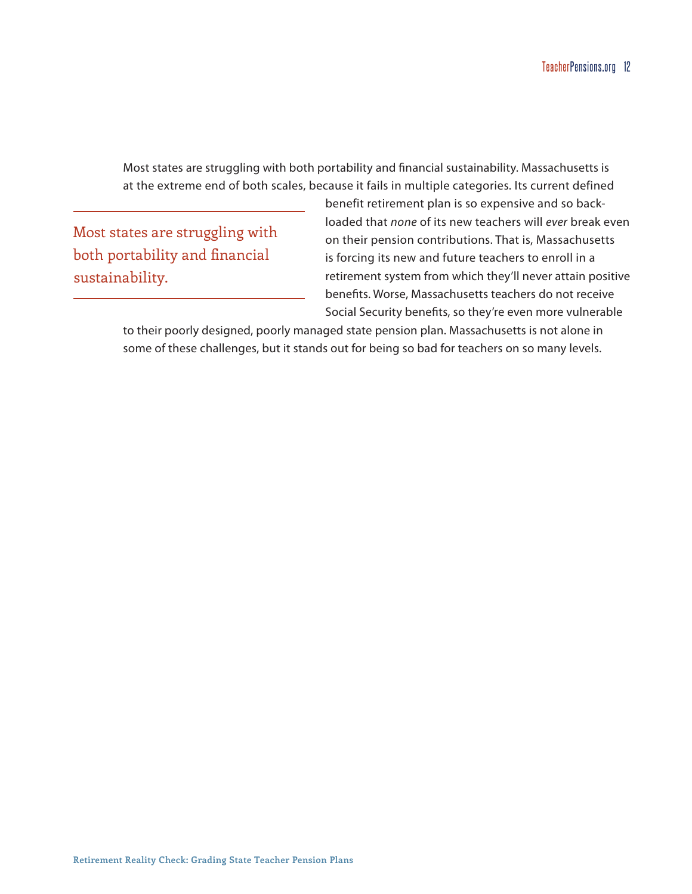Most states are struggling with both portability and financial sustainability. Massachusetts is at the extreme end of both scales, because it fails in multiple categories. Its current defined benefit retirement plan is so expensive and so back-loaded that *none* of its new teachers will *ever* break even on their pension contributions. That is, Massachusetts is forcing its new and future teachers to enroll in a retirement system from which they'll never attain positive benefits. Worse, Massachusetts teachers do not receive Social Security benefits, so they're even more vulnerable to their poorly designed, poorly managed state pension plan. Massachusetts is not alone in some of these challenges, but it stands out for being so bad for teachers on so many levels.

> Most states are struggling with both portability and financial sustainability.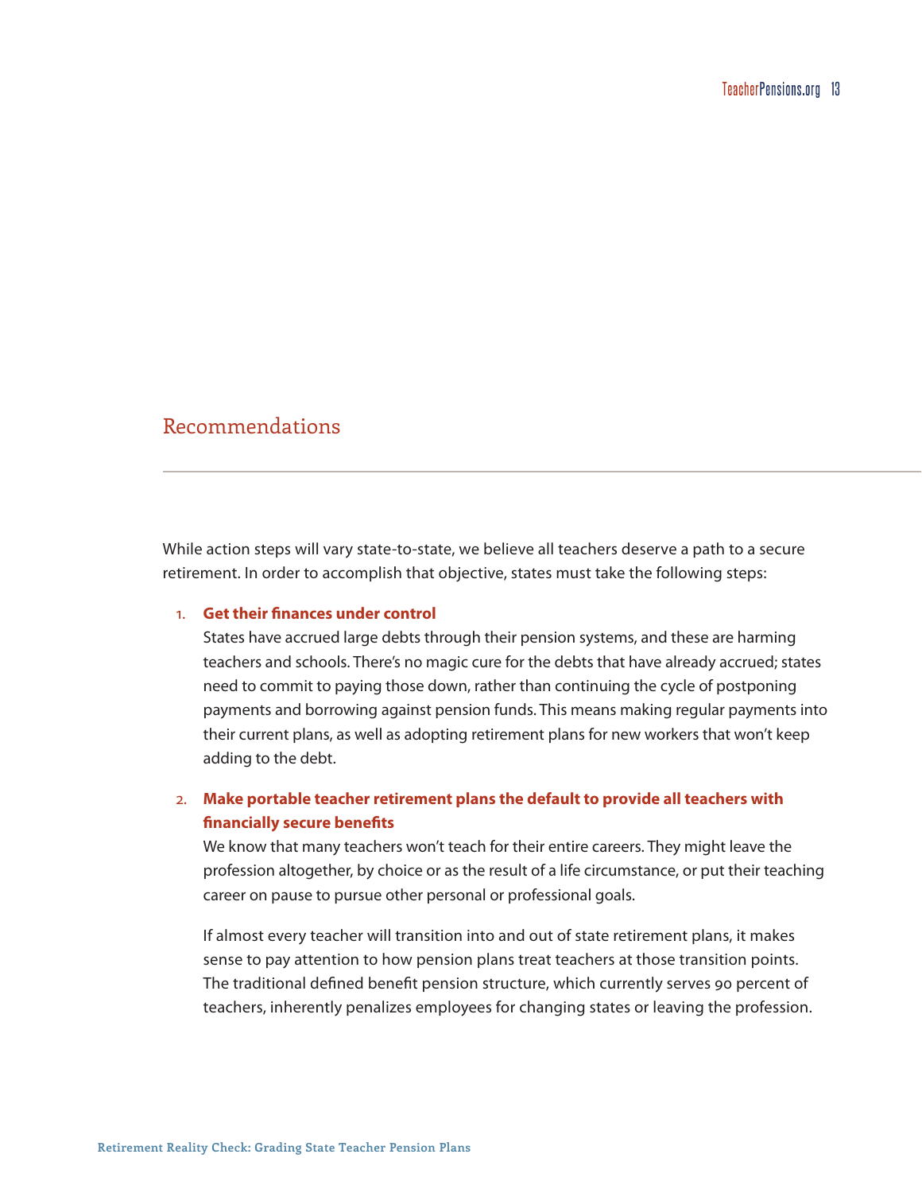## Recommendations

While action steps will vary state-to-state, we believe all teachers deserve a path to a secure retirement. In order to accomplish that objective, states must take the following steps:

1. **Get their finances under control**
   States have accrued large debts through their pension systems, and these are harming teachers and schools. There's no magic cure for the debts that have already accrued; states need to commit to paying those down, rather than continuing the cycle of postponing payments and borrowing against pension funds. This means making regular payments into their current plans, as well as adopting retirement plans for new workers that won't keep adding to the debt.

2. **Make portable teacher retirement plans the default to provide all teachers with financially secure benefits**
   We know that many teachers won't teach for their entire careers. They might leave the profession altogether, by choice or as the result of a life circumstance, or put their teaching career on pause to pursue other personal or professional goals.

   If almost every teacher will transition into and out of state retirement plans, it makes sense to pay attention to how pension plans treat teachers at those transition points. The traditional defined benefit pension structure, which currently serves 90 percent of teachers, inherently penalizes employees for changing states or leaving the profession.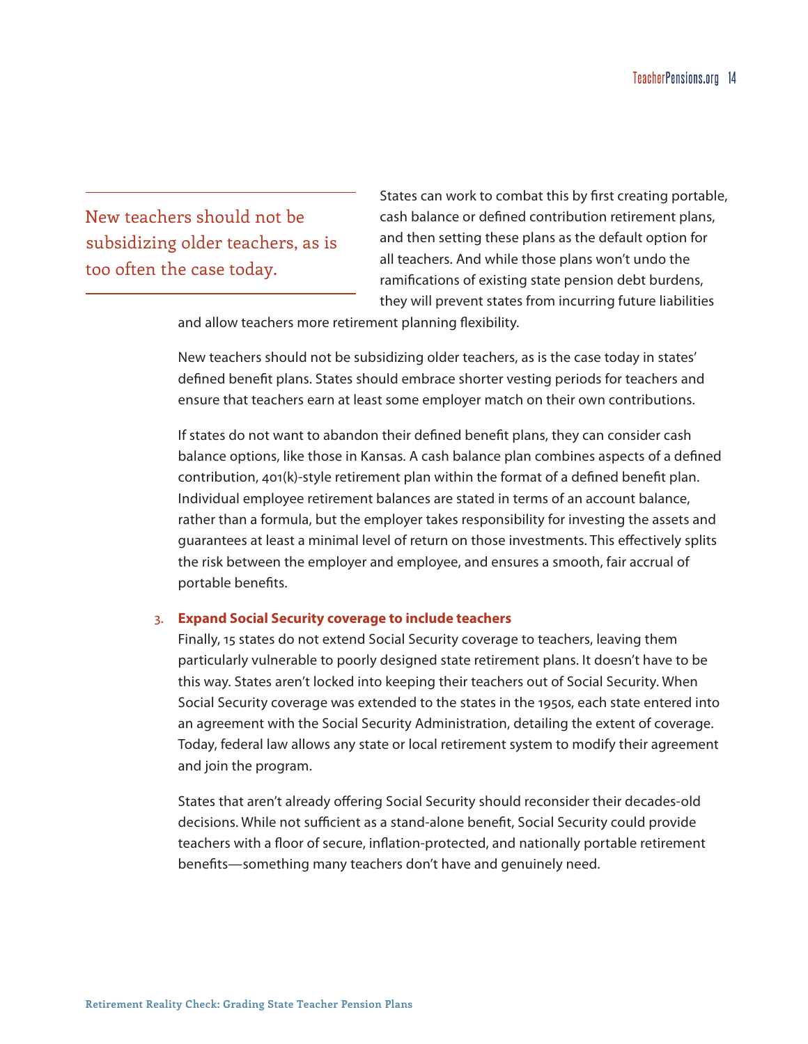> New teachers should not be subsidizing older teachers, as is too often the case today.

States can work to combat this by first creating portable, cash balance or defined contribution retirement plans, and then setting these plans as the default option for all teachers. And while those plans won't undo the ramifications of existing state pension debt burdens, they will prevent states from incurring future liabilities and allow teachers more retirement planning flexibility.

New teachers should not be subsidizing older teachers, as is the case today in states' defined benefit plans. States should embrace shorter vesting periods for teachers and ensure that teachers earn at least some employer match on their own contributions.

If states do not want to abandon their defined benefit plans, they can consider cash balance options, like those in Kansas. A cash balance plan combines aspects of a defined contribution, 401(k)-style retirement plan within the format of a defined benefit plan. Individual employee retirement balances are stated in terms of an account balance, rather than a formula, but the employer takes responsibility for investing the assets and guarantees at least a minimal level of return on those investments. This effectively splits the risk between the employer and employee, and ensures a smooth, fair accrual of portable benefits.

3. **Expand Social Security coverage to include teachers**

Finally, 15 states do not extend Social Security coverage to teachers, leaving them particularly vulnerable to poorly designed state retirement plans. It doesn't have to be this way. States aren't locked into keeping their teachers out of Social Security. When Social Security coverage was extended to the states in the 1950s, each state entered into an agreement with the Social Security Administration, detailing the extent of coverage. Today, federal law allows any state or local retirement system to modify their agreement and join the program.

States that aren't already offering Social Security should reconsider their decades-old decisions. While not sufficient as a stand-alone benefit, Social Security could provide teachers with a floor of secure, inflation-protected, and nationally portable retirement benefits—something many teachers don't have and genuinely need.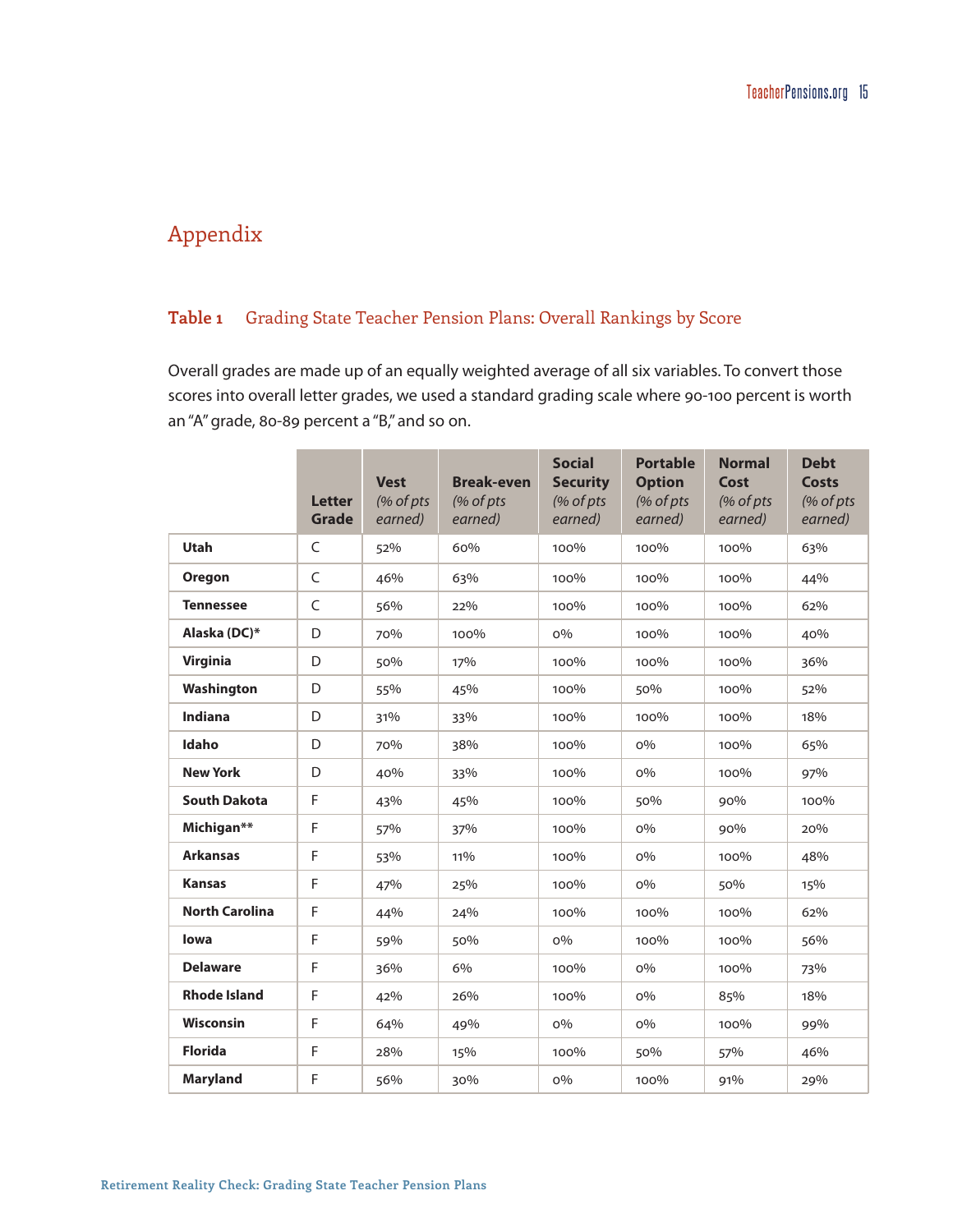## Appendix

### Table 1 Grading State Teacher Pension Plans: Overall Rankings by Score

Overall grades are made up of an equally weighted average of all six variables. To convert those scores into overall letter grades, we used a standard grading scale where 90-100 percent is worth an "A" grade, 80-89 percent a "B," and so on.

| | Letter Grade | Vest *(% of pts earned)* | Break-even *(% of pts earned)* | Social Security *(% of pts earned)* | Portable Option *(% of pts earned)* | Normal Cost *(% of pts earned)* | Debt Costs *(% of pts earned)* |
|---|---|---|---|---|---|---|---|
| **Utah** | C | 52% | 60% | 100% | 100% | 100% | 63% |
| **Oregon** | C | 46% | 63% | 100% | 100% | 100% | 44% |
| **Tennessee** | C | 56% | 22% | 100% | 100% | 100% | 62% |
| **Alaska (DC)*** | D | 70% | 100% | 0% | 100% | 100% | 40% |
| **Virginia** | D | 50% | 17% | 100% | 100% | 100% | 36% |
| **Washington** | D | 55% | 45% | 100% | 50% | 100% | 52% |
| **Indiana** | D | 31% | 33% | 100% | 100% | 100% | 18% |
| **Idaho** | D | 70% | 38% | 100% | 0% | 100% | 65% |
| **New York** | D | 40% | 33% | 100% | 0% | 100% | 97% |
| **South Dakota** | F | 43% | 45% | 100% | 50% | 90% | 100% |
| **Michigan**** | F | 57% | 37% | 100% | 0% | 90% | 20% |
| **Arkansas** | F | 53% | 11% | 100% | 0% | 100% | 48% |
| **Kansas** | F | 47% | 25% | 100% | 0% | 50% | 15% |
| **North Carolina** | F | 44% | 24% | 100% | 100% | 100% | 62% |
| **Iowa** | F | 59% | 50% | 0% | 100% | 100% | 56% |
| **Delaware** | F | 36% | 6% | 100% | 0% | 100% | 73% |
| **Rhode Island** | F | 42% | 26% | 100% | 0% | 85% | 18% |
| **Wisconsin** | F | 64% | 49% | 0% | 0% | 100% | 99% |
| **Florida** | F | 28% | 15% | 100% | 50% | 57% | 46% |
| **Maryland** | F | 56% | 30% | 0% | 100% | 91% | 29% |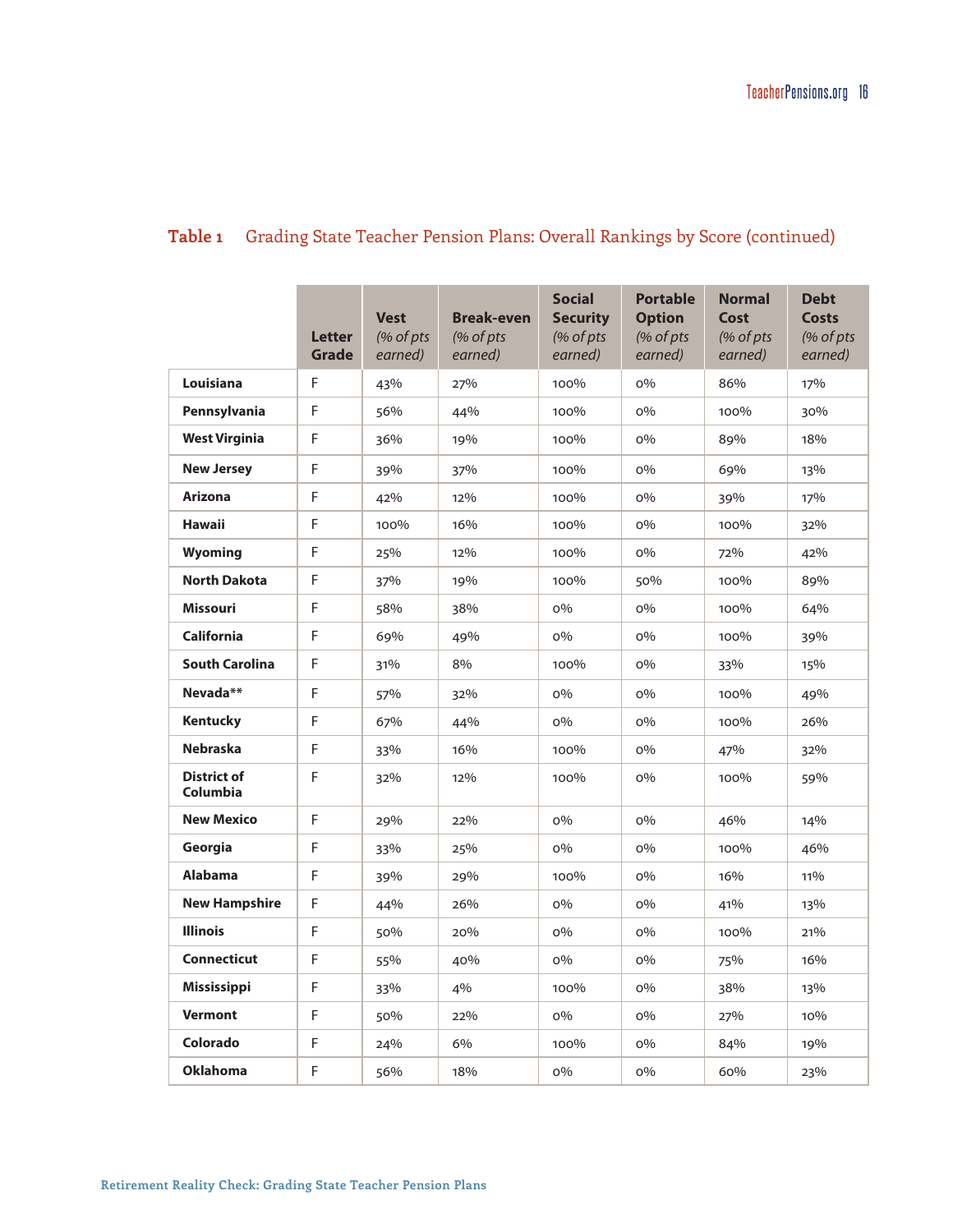**Table 1** Grading State Teacher Pension Plans: Overall Rankings by Score (continued)

| | Letter Grade | Vest *(% of pts earned)* | Break-even *(% of pts earned)* | Social Security *(% of pts earned)* | Portable Option *(% of pts earned)* | Normal Cost *(% of pts earned)* | Debt Costs *(% of pts earned)* |
|---|---|---|---|---|---|---|---|
| **Louisiana** | F | 43% | 27% | 100% | 0% | 86% | 17% |
| **Pennsylvania** | F | 56% | 44% | 100% | 0% | 100% | 30% |
| **West Virginia** | F | 36% | 19% | 100% | 0% | 89% | 18% |
| **New Jersey** | F | 39% | 37% | 100% | 0% | 69% | 13% |
| **Arizona** | F | 42% | 12% | 100% | 0% | 39% | 17% |
| **Hawaii** | F | 100% | 16% | 100% | 0% | 100% | 32% |
| **Wyoming** | F | 25% | 12% | 100% | 0% | 72% | 42% |
| **North Dakota** | F | 37% | 19% | 100% | 50% | 100% | 89% |
| **Missouri** | F | 58% | 38% | 0% | 0% | 100% | 64% |
| **California** | F | 69% | 49% | 0% | 0% | 100% | 39% |
| **South Carolina** | F | 31% | 8% | 100% | 0% | 33% | 15% |
| **Nevada**** | F | 57% | 32% | 0% | 0% | 100% | 49% |
| **Kentucky** | F | 67% | 44% | 0% | 0% | 100% | 26% |
| **Nebraska** | F | 33% | 16% | 100% | 0% | 47% | 32% |
| **District of Columbia** | F | 32% | 12% | 100% | 0% | 100% | 59% |
| **New Mexico** | F | 29% | 22% | 0% | 0% | 46% | 14% |
| **Georgia** | F | 33% | 25% | 0% | 0% | 100% | 46% |
| **Alabama** | F | 39% | 29% | 100% | 0% | 16% | 11% |
| **New Hampshire** | F | 44% | 26% | 0% | 0% | 41% | 13% |
| **Illinois** | F | 50% | 20% | 0% | 0% | 100% | 21% |
| **Connecticut** | F | 55% | 40% | 0% | 0% | 75% | 16% |
| **Mississippi** | F | 33% | 4% | 100% | 0% | 38% | 13% |
| **Vermont** | F | 50% | 22% | 0% | 0% | 27% | 10% |
| **Colorado** | F | 24% | 6% | 100% | 0% | 84% | 19% |
| **Oklahoma** | F | 56% | 18% | 0% | 0% | 60% | 23% |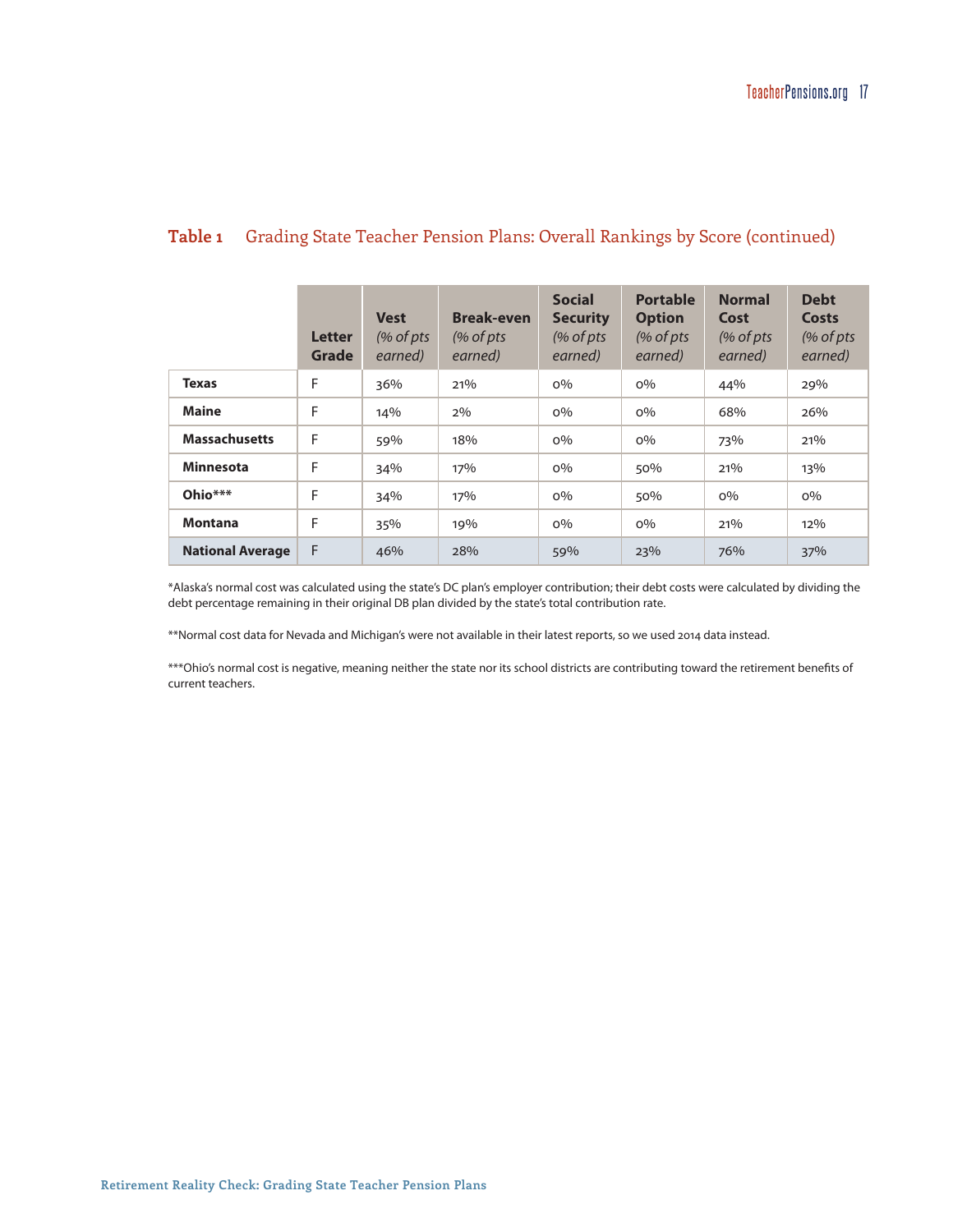**Table 1** Grading State Teacher Pension Plans: Overall Rankings by Score (continued)

| | Letter Grade | Vest *(% of pts earned)* | Break-even *(% of pts earned)* | Social Security *(% of pts earned)* | Portable Option *(% of pts earned)* | Normal Cost *(% of pts earned)* | Debt Costs *(% of pts earned)* |
|---|---|---|---|---|---|---|---|
| **Texas** | F | 36% | 21% | 0% | 0% | 44% | 29% |
| **Maine** | F | 14% | 2% | 0% | 0% | 68% | 26% |
| **Massachusetts** | F | 59% | 18% | 0% | 0% | 73% | 21% |
| **Minnesota** | F | 34% | 17% | 0% | 50% | 21% | 13% |
| **Ohio*** ** | F | 34% | 17% | 0% | 50% | 0% | 0% |
| **Montana** | F | 35% | 19% | 0% | 0% | 21% | 12% |
| **National Average** | F | 46% | 28% | 59% | 23% | 76% | 37% |

*Alaska's normal cost was calculated using the state's DC plan's employer contribution; their debt costs were calculated by dividing the debt percentage remaining in their original DB plan divided by the state's total contribution rate.

**Normal cost data for Nevada and Michigan's were not available in their latest reports, so we used 2014 data instead.

***Ohio's normal cost is negative, meaning neither the state nor its school districts are contributing toward the retirement benefits of current teachers.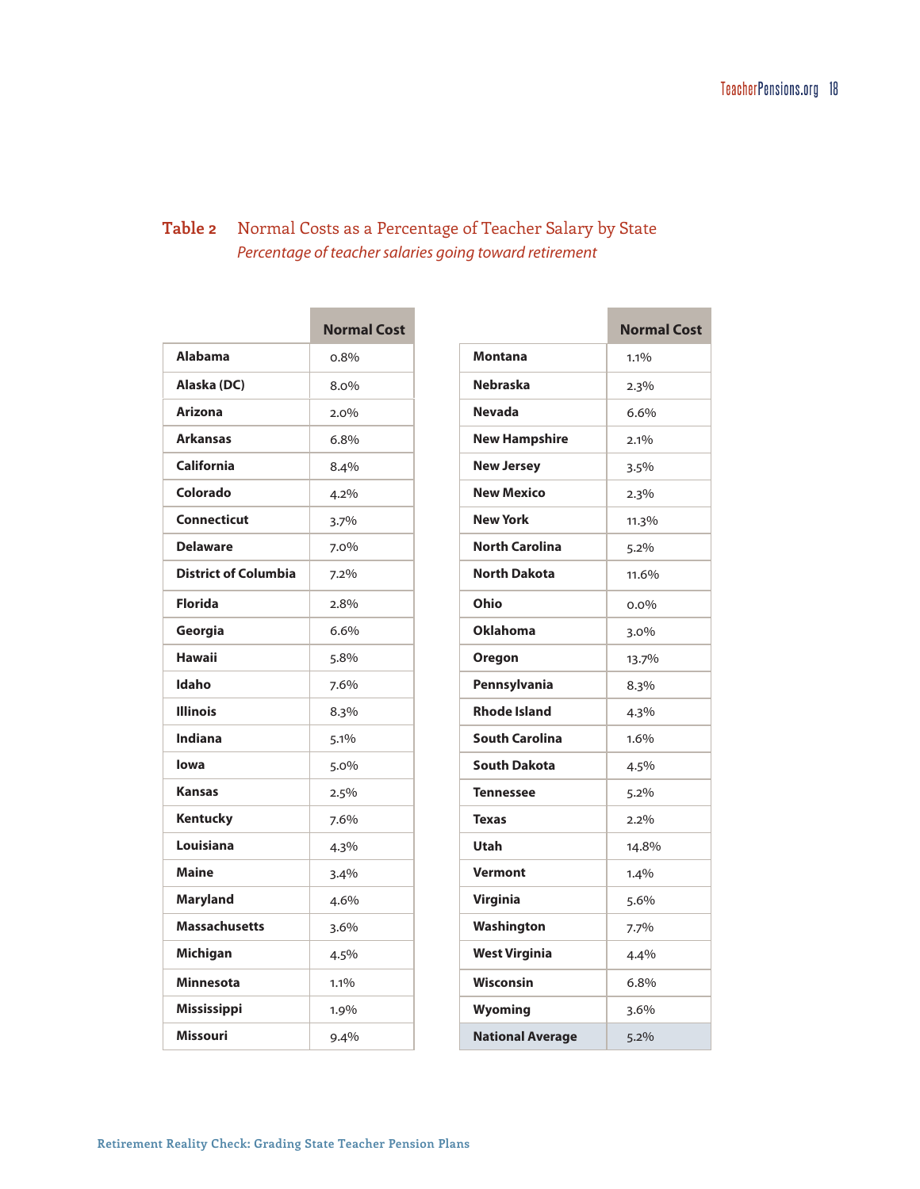**Table 2** Normal Costs as a Percentage of Teacher Salary by State

*Percentage of teacher salaries going toward retirement*

| | Normal Cost |
|---|---|
| Alabama | 0.8% |
| Alaska (DC) | 8.0% |
| Arizona | 2.0% |
| Arkansas | 6.8% |
| California | 8.4% |
| Colorado | 4.2% |
| Connecticut | 3.7% |
| Delaware | 7.0% |
| District of Columbia | 7.2% |
| Florida | 2.8% |
| Georgia | 6.6% |
| Hawaii | 5.8% |
| Idaho | 7.6% |
| Illinois | 8.3% |
| Indiana | 5.1% |
| Iowa | 5.0% |
| Kansas | 2.5% |
| Kentucky | 7.6% |
| Louisiana | 4.3% |
| Maine | 3.4% |
| Maryland | 4.6% |
| Massachusetts | 3.6% |
| Michigan | 4.5% |
| Minnesota | 1.1% |
| Mississippi | 1.9% |
| Missouri | 9.4% |
| Montana | 1.1% |
| Nebraska | 2.3% |
| Nevada | 6.6% |
| New Hampshire | 2.1% |
| New Jersey | 3.5% |
| New Mexico | 2.3% |
| New York | 11.3% |
| North Carolina | 5.2% |
| North Dakota | 11.6% |
| Ohio | 0.0% |
| Oklahoma | 3.0% |
| Oregon | 13.7% |
| Pennsylvania | 8.3% |
| Rhode Island | 4.3% |
| South Carolina | 1.6% |
| South Dakota | 4.5% |
| Tennessee | 5.2% |
| Texas | 2.2% |
| Utah | 14.8% |
| Vermont | 1.4% |
| Virginia | 5.6% |
| Washington | 7.7% |
| West Virginia | 4.4% |
| Wisconsin | 6.8% |
| Wyoming | 3.6% |
| **National Average** | 5.2% |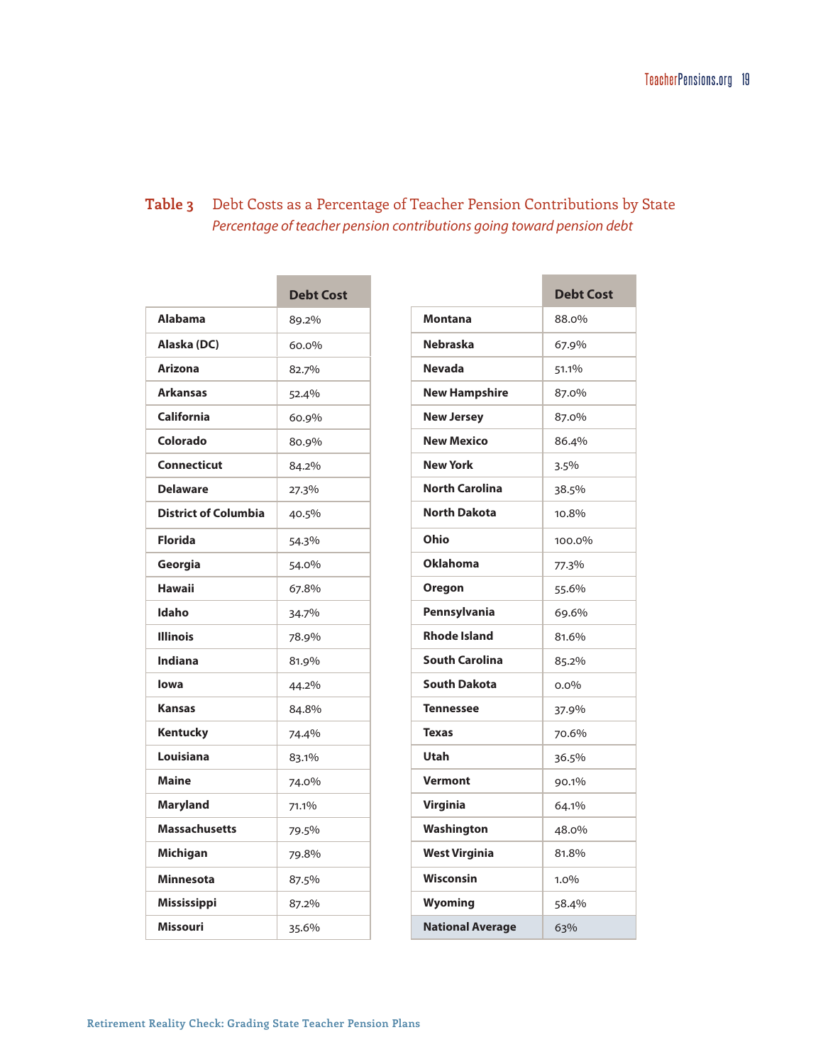**Table 3** Debt Costs as a Percentage of Teacher Pension Contributions by State

*Percentage of teacher pension contributions going toward pension debt*

| | Debt Cost |
|---|---|
| **Alabama** | 89.2% |
| **Alaska (DC)** | 60.0% |
| **Arizona** | 82.7% |
| **Arkansas** | 52.4% |
| **California** | 60.9% |
| **Colorado** | 80.9% |
| **Connecticut** | 84.2% |
| **Delaware** | 27.3% |
| **District of Columbia** | 40.5% |
| **Florida** | 54.3% |
| **Georgia** | 54.0% |
| **Hawaii** | 67.8% |
| **Idaho** | 34.7% |
| **Illinois** | 78.9% |
| **Indiana** | 81.9% |
| **Iowa** | 44.2% |
| **Kansas** | 84.8% |
| **Kentucky** | 74.4% |
| **Louisiana** | 83.1% |
| **Maine** | 74.0% |
| **Maryland** | 71.1% |
| **Massachusetts** | 79.5% |
| **Michigan** | 79.8% |
| **Minnesota** | 87.5% |
| **Mississippi** | 87.2% |
| **Missouri** | 35.6% |
| **Montana** | 88.0% |
| **Nebraska** | 67.9% |
| **Nevada** | 51.1% |
| **New Hampshire** | 87.0% |
| **New Jersey** | 87.0% |
| **New Mexico** | 86.4% |
| **New York** | 3.5% |
| **North Carolina** | 38.5% |
| **North Dakota** | 10.8% |
| **Ohio** | 100.0% |
| **Oklahoma** | 77.3% |
| **Oregon** | 55.6% |
| **Pennsylvania** | 69.6% |
| **Rhode Island** | 81.6% |
| **South Carolina** | 85.2% |
| **South Dakota** | 0.0% |
| **Tennessee** | 37.9% |
| **Texas** | 70.6% |
| **Utah** | 36.5% |
| **Vermont** | 90.1% |
| **Virginia** | 64.1% |
| **Washington** | 48.0% |
| **West Virginia** | 81.8% |
| **Wisconsin** | 1.0% |
| **Wyoming** | 58.4% |
| **National Average** | 63% |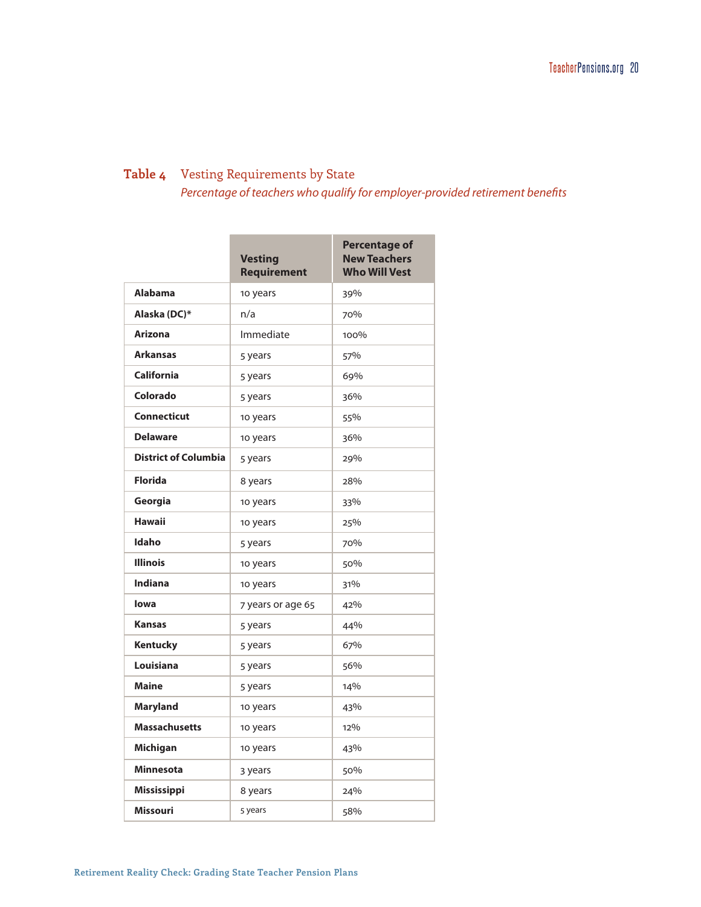**Table 4** Vesting Requirements by State

*Percentage of teachers who qualify for employer-provided retirement benefits*

| | Vesting Requirement | Percentage of New Teachers Who Will Vest |
|---|---|---|
| **Alabama** | 10 years | 39% |
| **Alaska (DC)*** | n/a | 70% |
| **Arizona** | Immediate | 100% |
| **Arkansas** | 5 years | 57% |
| **California** | 5 years | 69% |
| **Colorado** | 5 years | 36% |
| **Connecticut** | 10 years | 55% |
| **Delaware** | 10 years | 36% |
| **District of Columbia** | 5 years | 29% |
| **Florida** | 8 years | 28% |
| **Georgia** | 10 years | 33% |
| **Hawaii** | 10 years | 25% |
| **Idaho** | 5 years | 70% |
| **Illinois** | 10 years | 50% |
| **Indiana** | 10 years | 31% |
| **Iowa** | 7 years or age 65 | 42% |
| **Kansas** | 5 years | 44% |
| **Kentucky** | 5 years | 67% |
| **Louisiana** | 5 years | 56% |
| **Maine** | 5 years | 14% |
| **Maryland** | 10 years | 43% |
| **Massachusetts** | 10 years | 12% |
| **Michigan** | 10 years | 43% |
| **Minnesota** | 3 years | 50% |
| **Mississippi** | 8 years | 24% |
| **Missouri** | 5 years | 58% |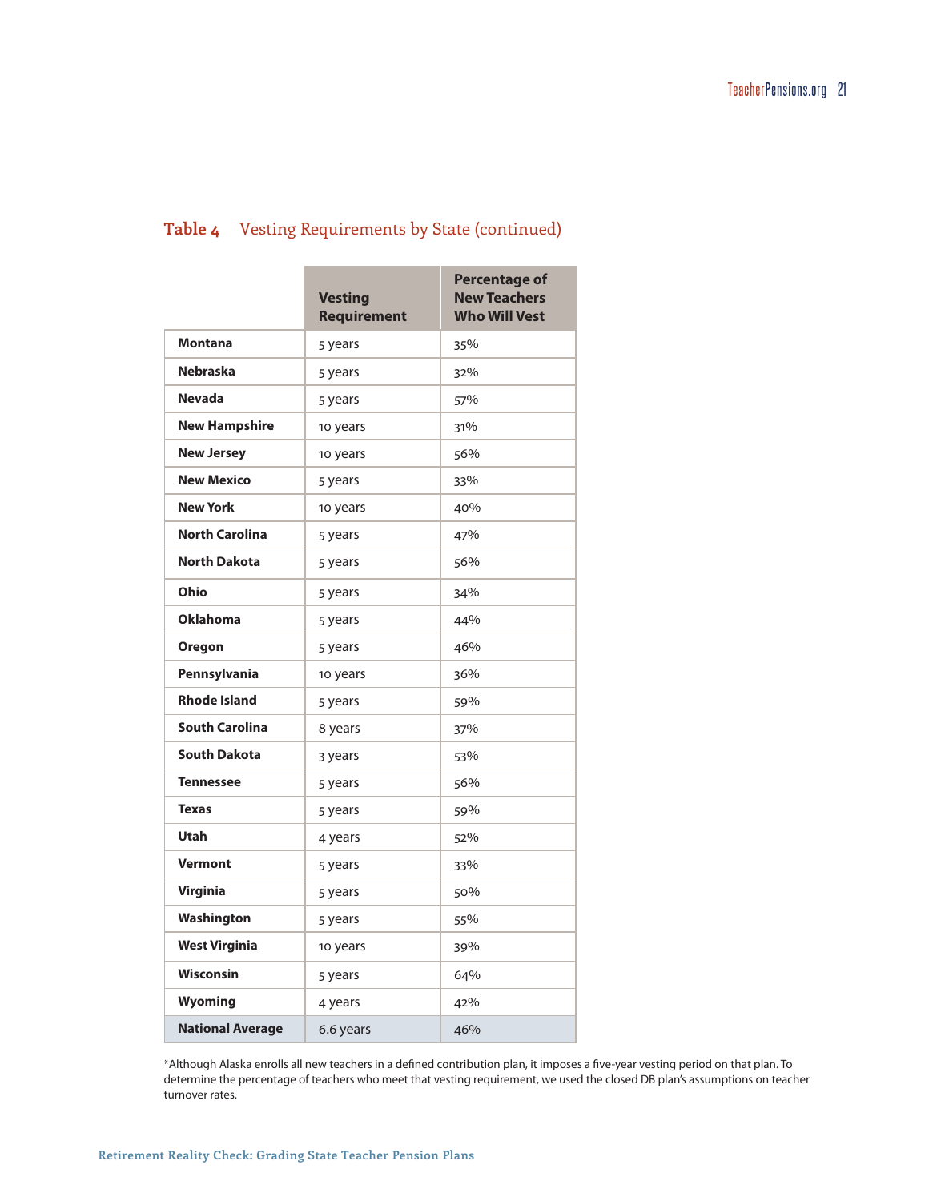**Table 4** Vesting Requirements by State (continued)

| | Vesting Requirement | Percentage of New Teachers Who Will Vest |
|---|---|---|
| **Montana** | 5 years | 35% |
| **Nebraska** | 5 years | 32% |
| **Nevada** | 5 years | 57% |
| **New Hampshire** | 10 years | 31% |
| **New Jersey** | 10 years | 56% |
| **New Mexico** | 5 years | 33% |
| **New York** | 10 years | 40% |
| **North Carolina** | 5 years | 47% |
| **North Dakota** | 5 years | 56% |
| **Ohio** | 5 years | 34% |
| **Oklahoma** | 5 years | 44% |
| **Oregon** | 5 years | 46% |
| **Pennsylvania** | 10 years | 36% |
| **Rhode Island** | 5 years | 59% |
| **South Carolina** | 8 years | 37% |
| **South Dakota** | 3 years | 53% |
| **Tennessee** | 5 years | 56% |
| **Texas** | 5 years | 59% |
| **Utah** | 4 years | 52% |
| **Vermont** | 5 years | 33% |
| **Virginia** | 5 years | 50% |
| **Washington** | 5 years | 55% |
| **West Virginia** | 10 years | 39% |
| **Wisconsin** | 5 years | 64% |
| **Wyoming** | 4 years | 42% |
| **National Average** | 6.6 years | 46% |

*Although Alaska enrolls all new teachers in a defined contribution plan, it imposes a five-year vesting period on that plan. To determine the percentage of teachers who meet that vesting requirement, we used the closed DB plan's assumptions on teacher turnover rates.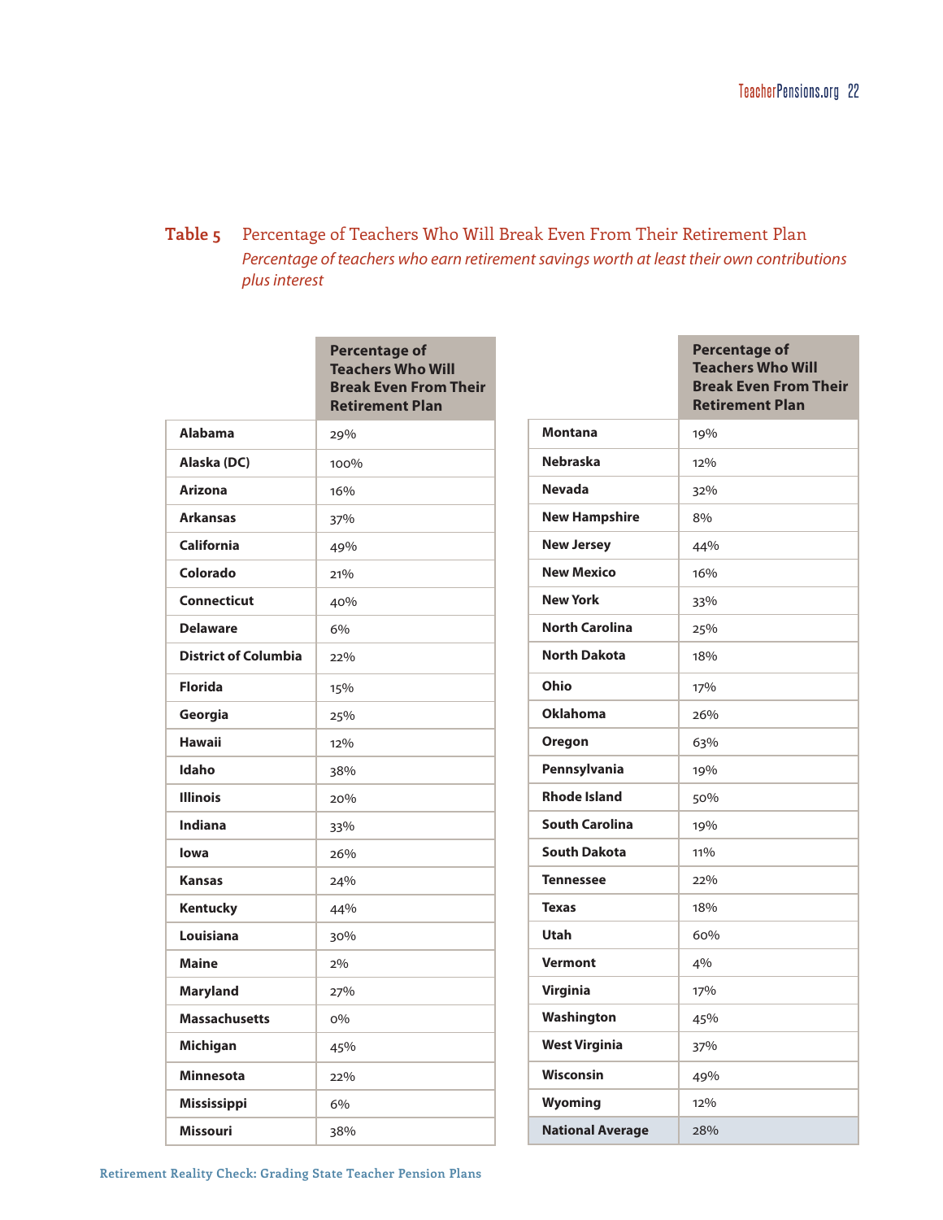**Table 5** Percentage of Teachers Who Will Break Even From Their Retirement Plan

*Percentage of teachers who earn retirement savings worth at least their own contributions plus interest*

| | Percentage of Teachers Who Will Break Even From Their Retirement Plan |
|---|---|
| **Alabama** | 29% |
| **Alaska (DC)** | 100% |
| **Arizona** | 16% |
| **Arkansas** | 37% |
| **California** | 49% |
| **Colorado** | 21% |
| **Connecticut** | 40% |
| **Delaware** | 6% |
| **District of Columbia** | 22% |
| **Florida** | 15% |
| **Georgia** | 25% |
| **Hawaii** | 12% |
| **Idaho** | 38% |
| **Illinois** | 20% |
| **Indiana** | 33% |
| **Iowa** | 26% |
| **Kansas** | 24% |
| **Kentucky** | 44% |
| **Louisiana** | 30% |
| **Maine** | 2% |
| **Maryland** | 27% |
| **Massachusetts** | 0% |
| **Michigan** | 45% |
| **Minnesota** | 22% |
| **Mississippi** | 6% |
| **Missouri** | 38% |
| **Montana** | 19% |
| **Nebraska** | 12% |
| **Nevada** | 32% |
| **New Hampshire** | 8% |
| **New Jersey** | 44% |
| **New Mexico** | 16% |
| **New York** | 33% |
| **North Carolina** | 25% |
| **North Dakota** | 18% |
| **Ohio** | 17% |
| **Oklahoma** | 26% |
| **Oregon** | 63% |
| **Pennsylvania** | 19% |
| **Rhode Island** | 50% |
| **South Carolina** | 19% |
| **South Dakota** | 11% |
| **Tennessee** | 22% |
| **Texas** | 18% |
| **Utah** | 60% |
| **Vermont** | 4% |
| **Virginia** | 17% |
| **Washington** | 45% |
| **West Virginia** | 37% |
| **Wisconsin** | 49% |
| **Wyoming** | 12% |
| **National Average** | 28% |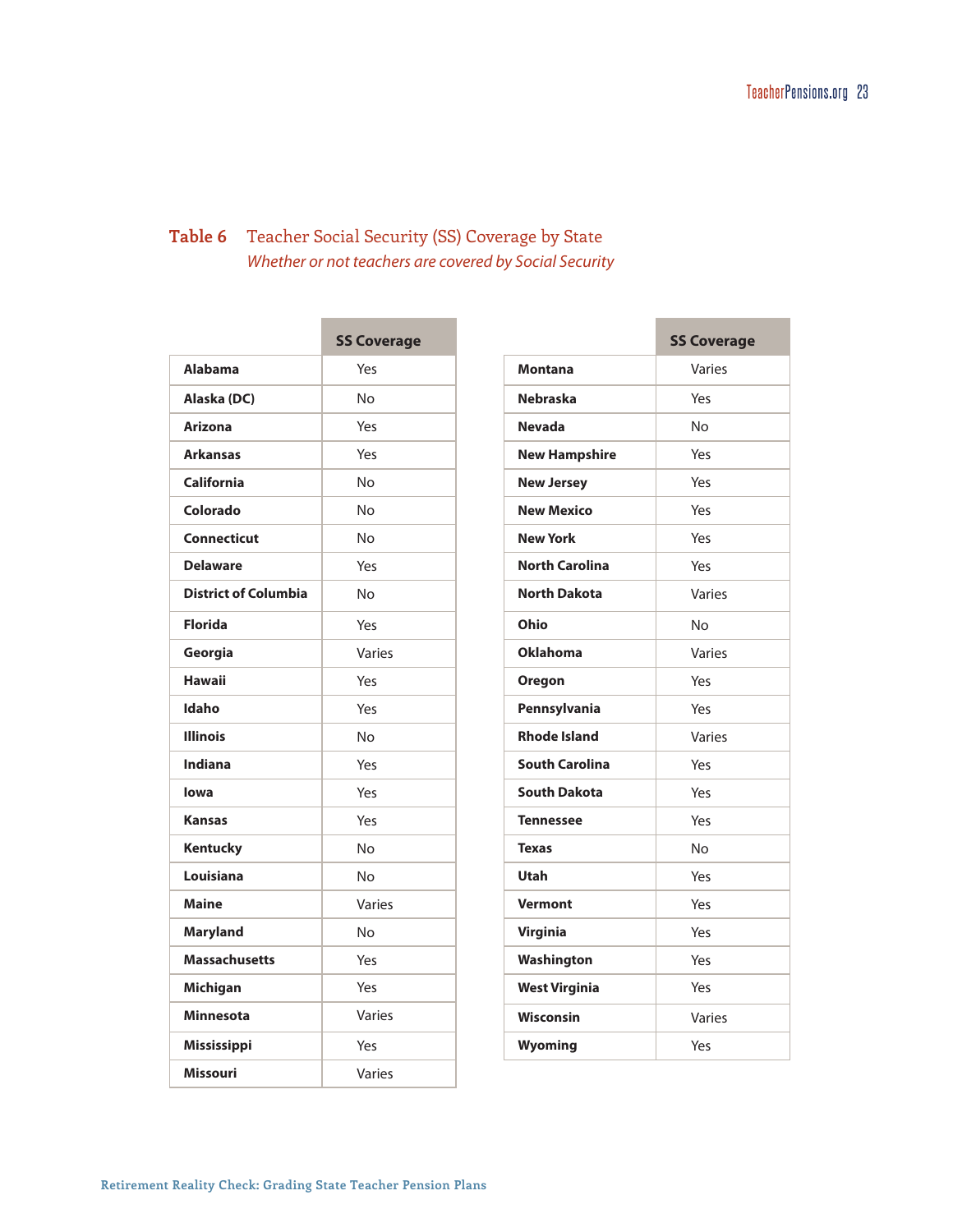**Table 6** Teacher Social Security (SS) Coverage by State

*Whether or not teachers are covered by Social Security*

| | SS Coverage |
|---|---|
| **Alabama** | Yes |
| **Alaska (DC)** | No |
| **Arizona** | Yes |
| **Arkansas** | Yes |
| **California** | No |
| **Colorado** | No |
| **Connecticut** | No |
| **Delaware** | Yes |
| **District of Columbia** | No |
| **Florida** | Yes |
| **Georgia** | Varies |
| **Hawaii** | Yes |
| **Idaho** | Yes |
| **Illinois** | No |
| **Indiana** | Yes |
| **Iowa** | Yes |
| **Kansas** | Yes |
| **Kentucky** | No |
| **Louisiana** | No |
| **Maine** | Varies |
| **Maryland** | No |
| **Massachusetts** | Yes |
| **Michigan** | Yes |
| **Minnesota** | Varies |
| **Mississippi** | Yes |
| **Missouri** | Varies |
| **Montana** | Varies |
| **Nebraska** | Yes |
| **Nevada** | No |
| **New Hampshire** | Yes |
| **New Jersey** | Yes |
| **New Mexico** | Yes |
| **New York** | Yes |
| **North Carolina** | Yes |
| **North Dakota** | Varies |
| **Ohio** | No |
| **Oklahoma** | Varies |
| **Oregon** | Yes |
| **Pennsylvania** | Yes |
| **Rhode Island** | Varies |
| **South Carolina** | Yes |
| **South Dakota** | Yes |
| **Tennessee** | Yes |
| **Texas** | No |
| **Utah** | Yes |
| **Vermont** | Yes |
| **Virginia** | Yes |
| **Washington** | Yes |
| **West Virginia** | Yes |
| **Wisconsin** | Varies |
| **Wyoming** | Yes |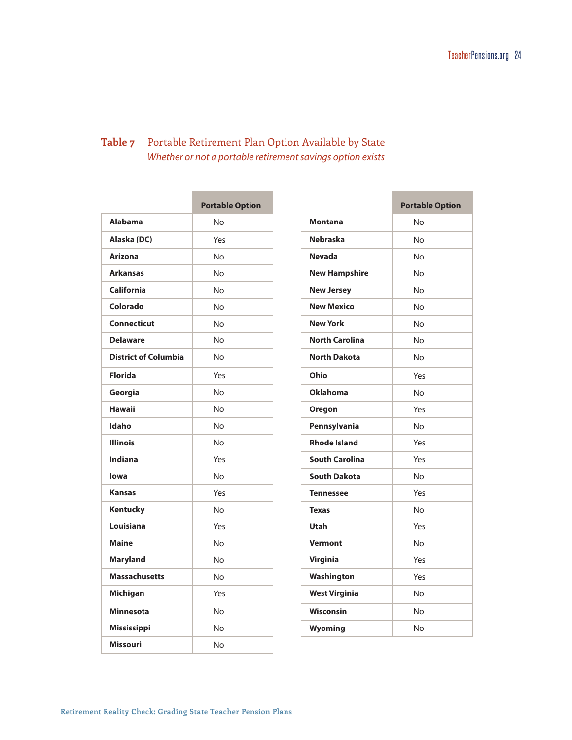**Table 7** Portable Retirement Plan Option Available by State

*Whether or not a portable retirement savings option exists*

| | Portable Option |
|---|---|
| **Alabama** | No |
| **Alaska (DC)** | Yes |
| **Arizona** | No |
| **Arkansas** | No |
| **California** | No |
| **Colorado** | No |
| **Connecticut** | No |
| **Delaware** | No |
| **District of Columbia** | No |
| **Florida** | Yes |
| **Georgia** | No |
| **Hawaii** | No |
| **Idaho** | No |
| **Illinois** | No |
| **Indiana** | Yes |
| **Iowa** | No |
| **Kansas** | Yes |
| **Kentucky** | No |
| **Louisiana** | Yes |
| **Maine** | No |
| **Maryland** | No |
| **Massachusetts** | No |
| **Michigan** | Yes |
| **Minnesota** | No |
| **Mississippi** | No |
| **Missouri** | No |
| **Montana** | No |
| **Nebraska** | No |
| **Nevada** | No |
| **New Hampshire** | No |
| **New Jersey** | No |
| **New Mexico** | No |
| **New York** | No |
| **North Carolina** | No |
| **North Dakota** | No |
| **Ohio** | Yes |
| **Oklahoma** | No |
| **Oregon** | Yes |
| **Pennsylvania** | No |
| **Rhode Island** | Yes |
| **South Carolina** | Yes |
| **South Dakota** | No |
| **Tennessee** | Yes |
| **Texas** | No |
| **Utah** | Yes |
| **Vermont** | No |
| **Virginia** | Yes |
| **Washington** | Yes |
| **West Virginia** | No |
| **Wisconsin** | No |
| **Wyoming** | No |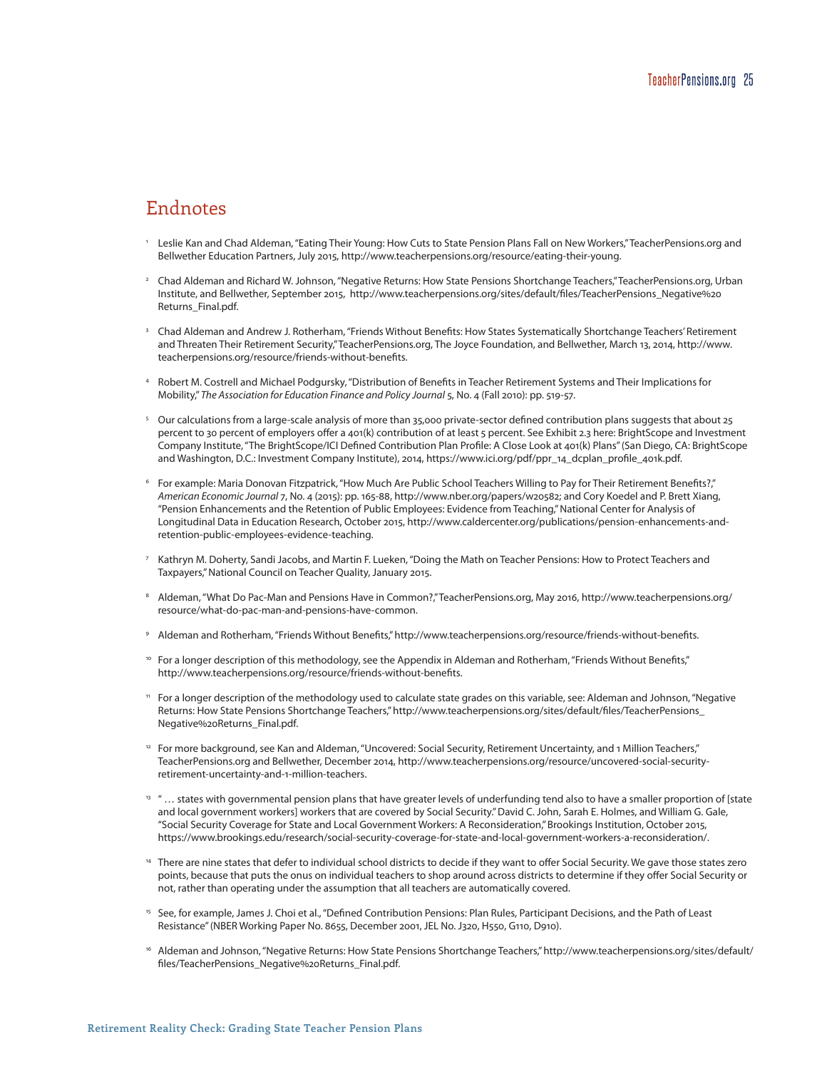## Endnotes

1. Leslie Kan and Chad Aldeman, "Eating Their Young: How Cuts to State Pension Plans Fall on New Workers," TeacherPensions.org and Bellwether Education Partners, July 2015, http://www.teacherpensions.org/resource/eating-their-young.

2. Chad Aldeman and Richard W. Johnson, "Negative Returns: How State Pensions Shortchange Teachers," TeacherPensions.org, Urban Institute, and Bellwether, September 2015, http://www.teacherpensions.org/sites/default/files/TeacherPensions_Negative%20Returns_Final.pdf.

3. Chad Aldeman and Andrew J. Rotherham, "Friends Without Benefits: How States Systematically Shortchange Teachers' Retirement and Threaten Their Retirement Security," TeacherPensions.org, The Joyce Foundation, and Bellwether, March 13, 2014, http://www.teacherpensions.org/resource/friends-without-benefits.

4. Robert M. Costrell and Michael Podgursky, "Distribution of Benefits in Teacher Retirement Systems and Their Implications for Mobility," *The Association for Education Finance and Policy Journal* 5, No. 4 (Fall 2010): pp. 519-57.

5. Our calculations from a large-scale analysis of more than 35,000 private-sector defined contribution plans suggests that about 25 percent to 30 percent of employers offer a 401(k) contribution of at least 5 percent. See Exhibit 2.3 here: BrightScope and Investment Company Institute, "The BrightScope/ICI Defined Contribution Plan Profile: A Close Look at 401(k) Plans" (San Diego, CA: BrightScope and Washington, D.C.: Investment Company Institute), 2014, https://www.ici.org/pdf/ppr_14_dcplan_profile_401k.pdf.

6. For example: Maria Donovan Fitzpatrick, "How Much Are Public School Teachers Willing to Pay for Their Retirement Benefits?," *American Economic Journal* 7, No. 4 (2015): pp. 165-88, http://www.nber.org/papers/w20582; and Cory Koedel and P. Brett Xiang, "Pension Enhancements and the Retention of Public Employees: Evidence from Teaching," National Center for Analysis of Longitudinal Data in Education Research, October 2015, http://www.caldercenter.org/publications/pension-enhancements-and-retention-public-employees-evidence-teaching.

7. Kathryn M. Doherty, Sandi Jacobs, and Martin F. Lueken, "Doing the Math on Teacher Pensions: How to Protect Teachers and Taxpayers," National Council on Teacher Quality, January 2015.

8. Aldeman, "What Do Pac-Man and Pensions Have in Common?," TeacherPensions.org, May 2016, http://www.teacherpensions.org/resource/what-do-pac-man-and-pensions-have-common.

9. Aldeman and Rotherham, "Friends Without Benefits," http://www.teacherpensions.org/resource/friends-without-benefits.

10. For a longer description of this methodology, see the Appendix in Aldeman and Rotherham, "Friends Without Benefits," http://www.teacherpensions.org/resource/friends-without-benefits.

11. For a longer description of the methodology used to calculate state grades on this variable, see: Aldeman and Johnson, "Negative Returns: How State Pensions Shortchange Teachers," http://www.teacherpensions.org/sites/default/files/TeacherPensions_Negative%20Returns_Final.pdf.

12. For more background, see Kan and Aldeman, "Uncovered: Social Security, Retirement Uncertainty, and 1 Million Teachers," TeacherPensions.org and Bellwether, December 2014, http://www.teacherpensions.org/resource/uncovered-social-security-retirement-uncertainty-and-1-million-teachers.

13. "… states with governmental pension plans that have greater levels of underfunding tend also to have a smaller proportion of [state and local government workers] workers that are covered by Social Security." David C. John, Sarah E. Holmes, and William G. Gale, "Social Security Coverage for State and Local Government Workers: A Reconsideration," Brookings Institution, October 2015, https://www.brookings.edu/research/social-security-coverage-for-state-and-local-government-workers-a-reconsideration/.

14. There are nine states that defer to individual school districts to decide if they want to offer Social Security. We gave those states zero points, because that puts the onus on individual teachers to shop around across districts to determine if they offer Social Security or not, rather than operating under the assumption that all teachers are automatically covered.

15. See, for example, James J. Choi et al., "Defined Contribution Pensions: Plan Rules, Participant Decisions, and the Path of Least Resistance" (NBER Working Paper No. 8655, December 2001, JEL No. J320, H550, G110, D910).

16. Aldeman and Johnson, "Negative Returns: How State Pensions Shortchange Teachers," http://www.teacherpensions.org/sites/default/files/TeacherPensions_Negative%20Returns_Final.pdf.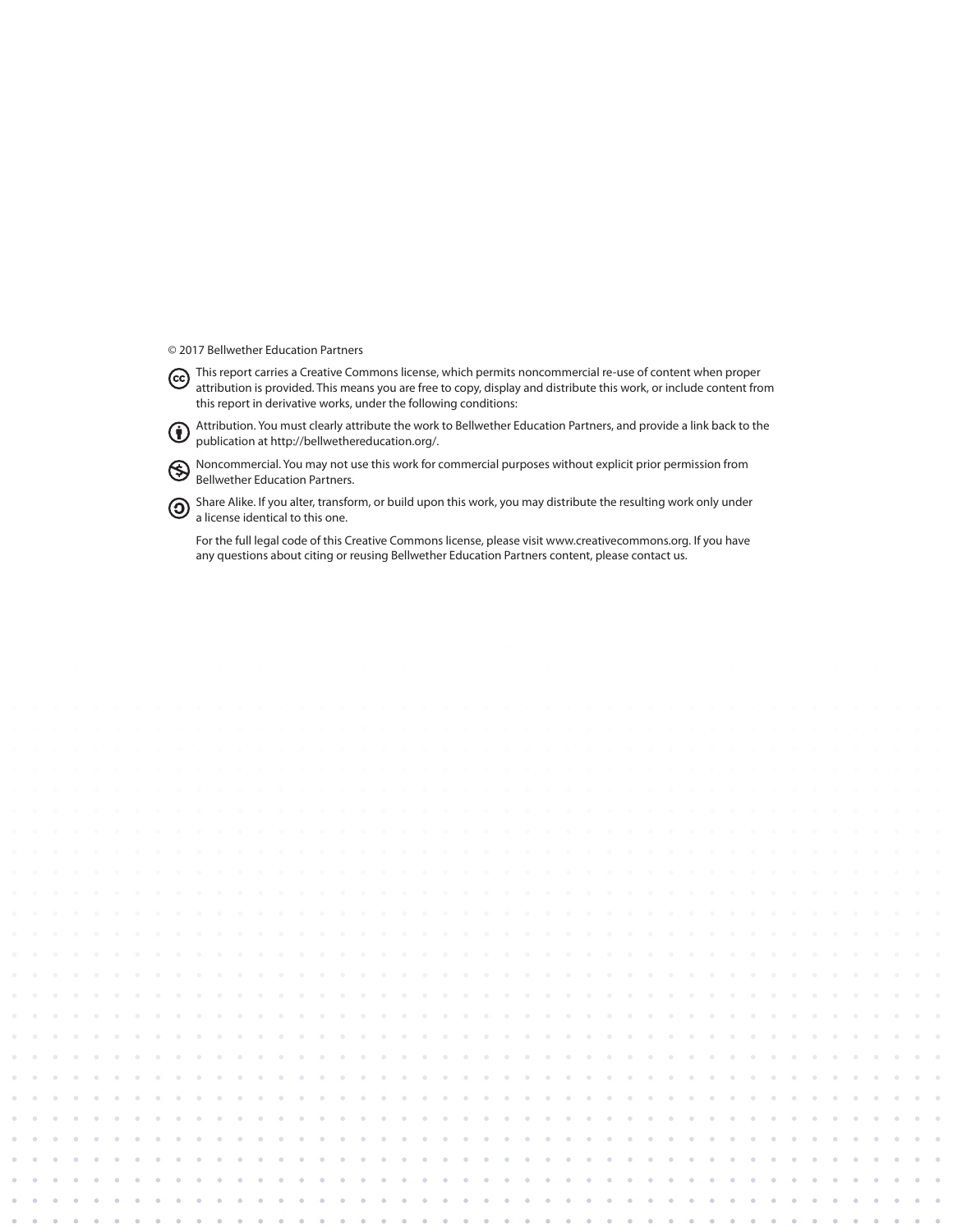© 2017 Bellwether Education Partners

This report carries a Creative Commons license, which permits noncommercial re-use of content when proper attribution is provided. This means you are free to copy, display and distribute this work, or include content from this report in derivative works, under the following conditions:

Attribution. You must clearly attribute the work to Bellwether Education Partners, and provide a link back to the publication at http://bellwethereducation.org/.

Noncommercial. You may not use this work for commercial purposes without explicit prior permission from Bellwether Education Partners.

Share Alike. If you alter, transform, or build upon this work, you may distribute the resulting work only under a license identical to this one.

For the full legal code of this Creative Commons license, please visit www.creativecommons.org. If you have any questions about citing or reusing Bellwether Education Partners content, please contact us.